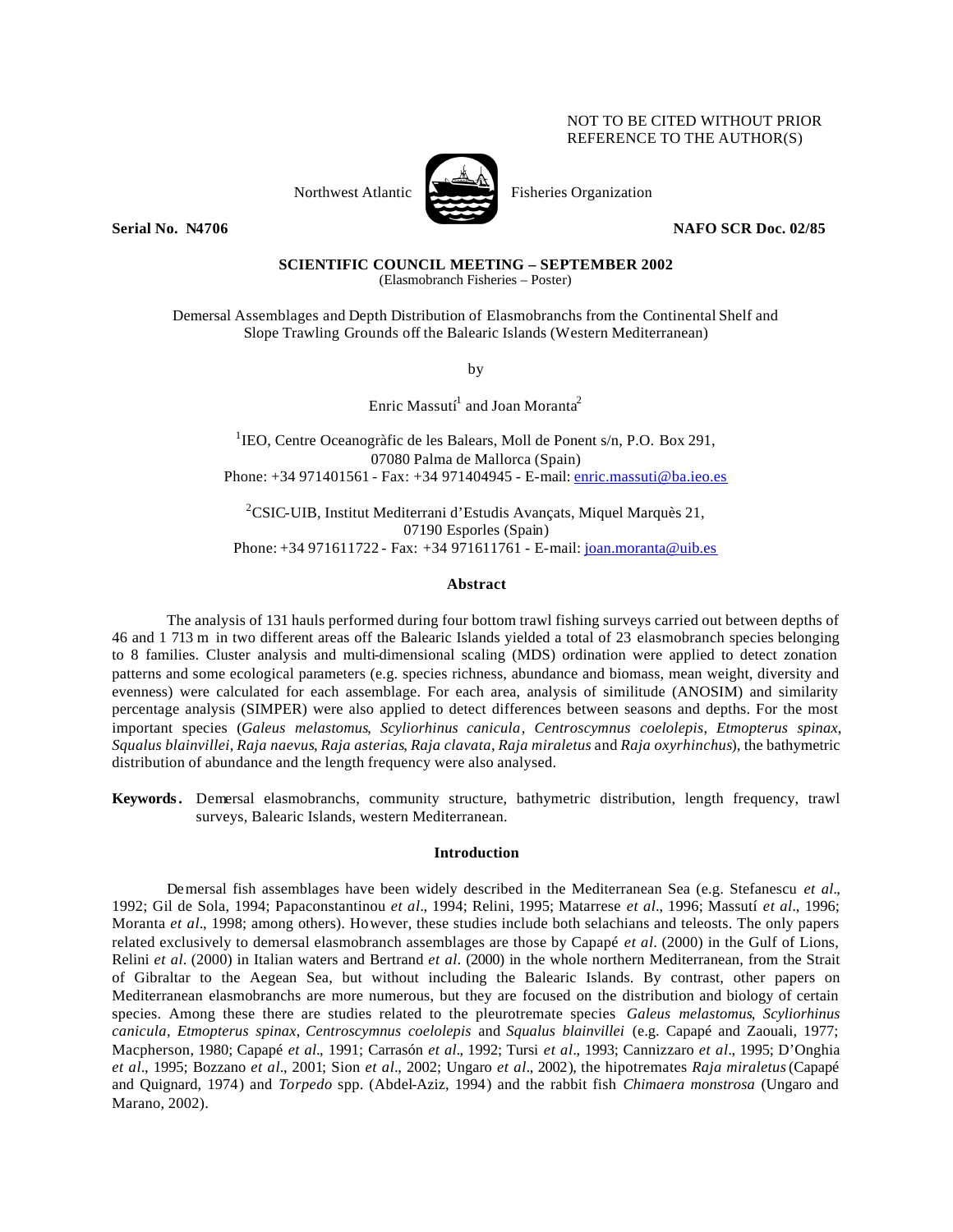NOT TO BE CITED WITHOUT PRIOR REFERENCE TO THE AUTHOR(S)

Northwest Atlantic Fisheries Organization

**Serial No. N4706** **NAFO SCR Doc. 02/85**

**SCIENTIFIC COUNCIL MEETING – SEPTEMBER 2002**
(Elasmobranch Fisheries – Poster)

# Demersal Assemblages and Depth Distribution of Elasmobranchs from the Continental Shelf and Slope Trawling Grounds off the Balearic Islands (Western Mediterranean)

by

Enric Massutí[1] and Joan Moranta[2]

[1]IEO, Centre Oceanogràfic de les Balears, Moll de Ponent s/n, P.O. Box 291, 07080 Palma de Mallorca (Spain)
Phone: +34 971401561 - Fax: +34 971404945 - E-mail: enric.massuti@ba.ieo.es

[2]CSIC-UIB, Institut Mediterrani d'Estudis Avançats, Miquel Marquès 21, 07190 Esporles (Spain)
Phone: +34 971611722 - Fax: +34 971611761 - E-mail: joan.moranta@uib.es

## Abstract

The analysis of 131 hauls performed during four bottom trawl fishing surveys carried out between depths of 46 and 1 713 m in two different areas off the Balearic Islands yielded a total of 23 elasmobranch species belonging to 8 families. Cluster analysis and multi-dimensional scaling (MDS) ordination were applied to detect zonation patterns and some ecological parameters (e.g. species richness, abundance and biomass, mean weight, diversity and evenness) were calculated for each assemblage. For each area, analysis of similitude (ANOSIM) and similarity percentage analysis (SIMPER) were also applied to detect differences between seasons and depths. For the most important species (*Galeus melastomus*, *Scyliorhinus canicula*, *Centroscymnus coelolepis*, *Etmopterus spinax*, *Squalus blainvillei*, *Raja naevus*, *Raja asterias*, *Raja clavata*, *Raja miraletus* and *Raja oxyrhinchus*), the bathymetric distribution of abundance and the length frequency were also analysed.

**Keywords.** Demersal elasmobranchs, community structure, bathymetric distribution, length frequency, trawl surveys, Balearic Islands, western Mediterranean.

## Introduction

Demersal fish assemblages have been widely described in the Mediterranean Sea (e.g. Stefanescu *et al*., 1992; Gil de Sola, 1994; Papaconstantinou *et al*., 1994; Relini, 1995; Matarrese *et al*., 1996; Massutí *et al*., 1996; Moranta *et al*., 1998; among others). However, these studies include both selachians and teleosts. The only papers related exclusively to demersal elasmobranch assemblages are those by Capapé *et al*. (2000) in the Gulf of Lions, Relini *et al*. (2000) in Italian waters and Bertrand *et al*. (2000) in the whole northern Mediterranean, from the Strait of Gibraltar to the Aegean Sea, but without including the Balearic Islands. By contrast, other papers on Mediterranean elasmobranchs are more numerous, but they are focused on the distribution and biology of certain species. Among these there are studies related to the pleurotremate species *Galeus melastomus*, *Scyliorhinus canicula*, *Etmopterus spinax*, *Centroscymnus coelolepis* and *Squalus blainvillei* (e.g. Capapé and Zaouali, 1977; Macpherson, 1980; Capapé *et al*., 1991; Carrasón *et al*., 1992; Tursi *et al*., 1993; Cannizzaro *et al*., 1995; D'Onghia *et al*., 1995; Bozzano *et al*., 2001; Sion *et al*., 2002; Ungaro *et al*., 2002), the hipotremates *Raja miraletus* (Capapé and Quignard, 1974) and *Torpedo* spp. (Abdel-Aziz, 1994) and the rabbit fish *Chimaera monstrosa* (Ungaro and Marano, 2002).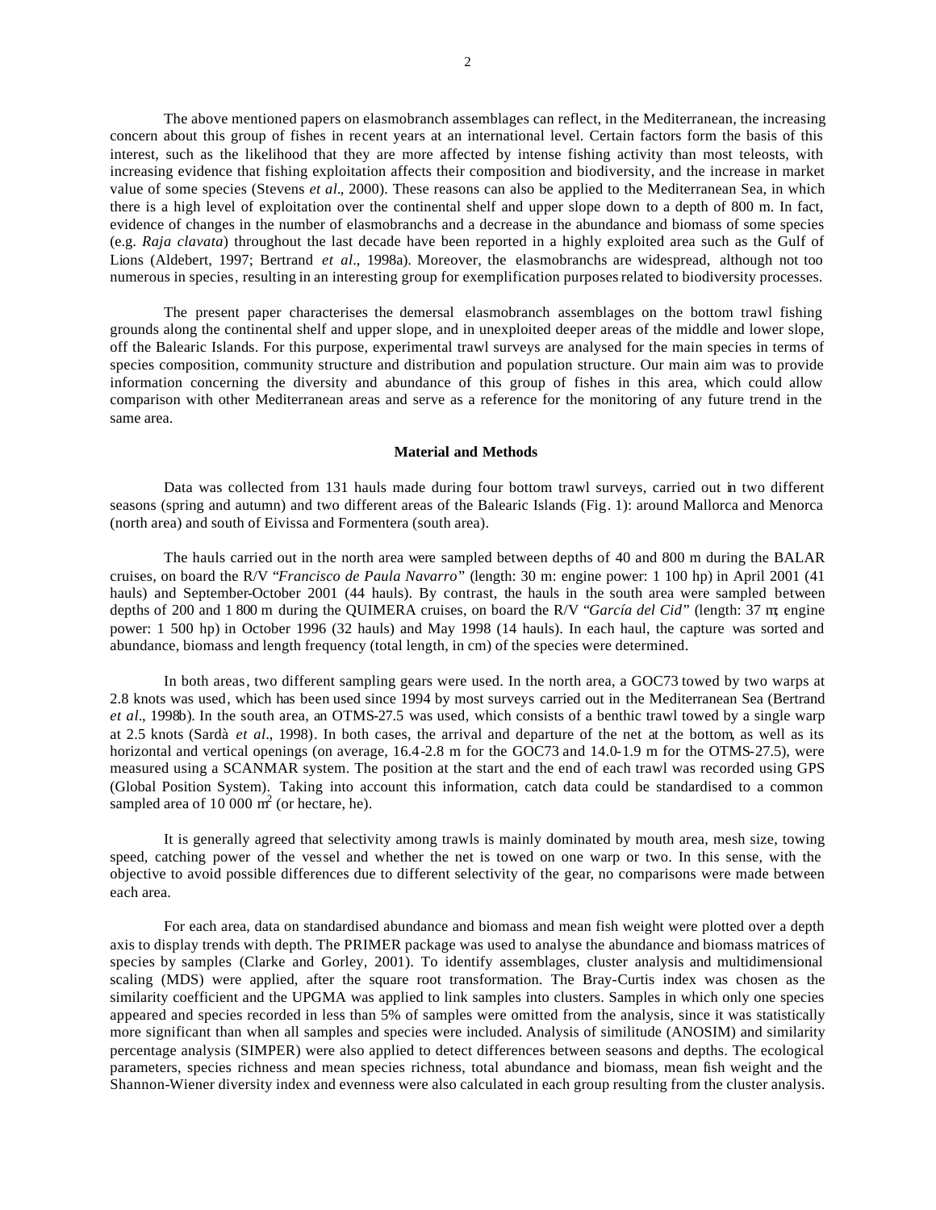The above mentioned papers on elasmobranch assemblages can reflect, in the Mediterranean, the increasing concern about this group of fishes in recent years at an international level. Certain factors form the basis of this interest, such as the likelihood that they are more affected by intense fishing activity than most teleosts, with increasing evidence that fishing exploitation affects their composition and biodiversity, and the increase in market value of some species (Stevens *et al*., 2000). These reasons can also be applied to the Mediterranean Sea, in which there is a high level of exploitation over the continental shelf and upper slope down to a depth of 800 m. In fact, evidence of changes in the number of elasmobranchs and a decrease in the abundance and biomass of some species (e.g. *Raja clavata*) throughout the last decade have been reported in a highly exploited area such as the Gulf of Lions (Aldebert, 1997; Bertrand *et al*., 1998a). Moreover, the elasmobranchs are widespread, although not too numerous in species, resulting in an interesting group for exemplification purposes related to biodiversity processes.

The present paper characterises the demersal elasmobranch assemblages on the bottom trawl fishing grounds along the continental shelf and upper slope, and in unexploited deeper areas of the middle and lower slope, off the Balearic Islands. For this purpose, experimental trawl surveys are analysed for the main species in terms of species composition, community structure and distribution and population structure. Our main aim was to provide information concerning the diversity and abundance of this group of fishes in this area, which could allow comparison with other Mediterranean areas and serve as a reference for the monitoring of any future trend in the same area.

## Material and Methods

Data was collected from 131 hauls made during four bottom trawl surveys, carried out in two different seasons (spring and autumn) and two different areas of the Balearic Islands (Fig. 1): around Mallorca and Menorca (north area) and south of Eivissa and Formentera (south area).

The hauls carried out in the north area were sampled between depths of 40 and 800 m during the BALAR cruises, on board the R/V "*Francisco de Paula Navarro*" (length: 30 m: engine power: 1 100 hp) in April 2001 (41 hauls) and September-October 2001 (44 hauls). By contrast, the hauls in the south area were sampled between depths of 200 and 1 800 m during the QUIMERA cruises, on board the R/V "*García del Cid*" (length: 37 m; engine power: 1 500 hp) in October 1996 (32 hauls) and May 1998 (14 hauls). In each haul, the capture was sorted and abundance, biomass and length frequency (total length, in cm) of the species were determined.

In both areas, two different sampling gears were used. In the north area, a GOC73 towed by two warps at 2.8 knots was used, which has been used since 1994 by most surveys carried out in the Mediterranean Sea (Bertrand *et al*., 1998b). In the south area, an OTMS-27.5 was used, which consists of a benthic trawl towed by a single warp at 2.5 knots (Sardà *et al*., 1998). In both cases, the arrival and departure of the net at the bottom, as well as its horizontal and vertical openings (on average, 16.4-2.8 m for the GOC73 and 14.0-1.9 m for the OTMS-27.5), were measured using a SCANMAR system. The position at the start and the end of each trawl was recorded using GPS (Global Position System). Taking into account this information, catch data could be standardised to a common sampled area of 10 000 $m^2$ (or hectare, he).

It is generally agreed that selectivity among trawls is mainly dominated by mouth area, mesh size, towing speed, catching power of the vessel and whether the net is towed on one warp or two. In this sense, with the objective to avoid possible differences due to different selectivity of the gear, no comparisons were made between each area.

For each area, data on standardised abundance and biomass and mean fish weight were plotted over a depth axis to display trends with depth. The PRIMER package was used to analyse the abundance and biomass matrices of species by samples (Clarke and Gorley, 2001). To identify assemblages, cluster analysis and multidimensional scaling (MDS) were applied, after the square root transformation. The Bray-Curtis index was chosen as the similarity coefficient and the UPGMA was applied to link samples into clusters. Samples in which only one species appeared and species recorded in less than 5% of samples were omitted from the analysis, since it was statistically more significant than when all samples and species were included. Analysis of similitude (ANOSIM) and similarity percentage analysis (SIMPER) were also applied to detect differences between seasons and depths. The ecological parameters, species richness and mean species richness, total abundance and biomass, mean fish weight and the Shannon-Wiener diversity index and evenness were also calculated in each group resulting from the cluster analysis.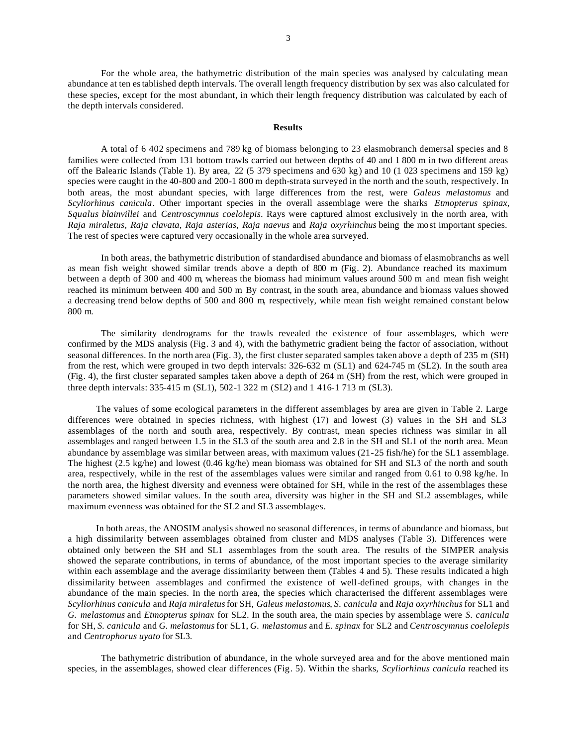For the whole area, the bathymetric distribution of the main species was analysed by calculating mean abundance at ten established depth intervals. The overall length frequency distribution by sex was also calculated for these species, except for the most abundant, in which their length frequency distribution was calculated by each of the depth intervals considered.

## Results

A total of 6 402 specimens and 789 kg of biomass belonging to 23 elasmobranch demersal species and 8 families were collected from 131 bottom trawls carried out between depths of 40 and 1 800 m in two different areas off the Balearic Islands (Table 1). By area, 22 (5 379 specimens and 630 kg) and 10 (1 023 specimens and 159 kg) species were caught in the 40-800 and 200-1 800 m depth-strata surveyed in the north and the south, respectively. In both areas, the most abundant species, with large differences from the rest, were *Galeus melastomus* and *Scyliorhinus canicula*. Other important species in the overall assemblage were the sharks *Etmopterus spinax*, *Squalus blainvillei* and *Centroscymnus coelolepis*. Rays were captured almost exclusively in the north area, with *Raja miraletus, Raja clavata, Raja asterias, Raja naevus* and *Raja oxyrhinchus* being the most important species. The rest of species were captured very occasionally in the whole area surveyed.

In both areas, the bathymetric distribution of standardised abundance and biomass of elasmobranchs as well as mean fish weight showed similar trends above a depth of 800 m (Fig. 2). Abundance reached its maximum between a depth of 300 and 400 m, whereas the biomass had minimum values around 500 m and mean fish weight reached its minimum between 400 and 500 m. By contrast, in the south area, abundance and biomass values showed a decreasing trend below depths of 500 and 800 m, respectively, while mean fish weight remained constant below 800 m.

The similarity dendrograms for the trawls revealed the existence of four assemblages, which were confirmed by the MDS analysis (Fig. 3 and 4), with the bathymetric gradient being the factor of association, without seasonal differences. In the north area (Fig. 3), the first cluster separated samples taken above a depth of 235 m (SH) from the rest, which were grouped in two depth intervals: 326-632 m (SL1) and 624-745 m (SL2). In the south area (Fig. 4), the first cluster separated samples taken above a depth of 264 m (SH) from the rest, which were grouped in three depth intervals: 335-415 m (SL1), 502-1 322 m (SL2) and 1 416-1 713 m (SL3).

The values of some ecological parameters in the different assemblages by area are given in Table 2. Large differences were obtained in species richness, with highest (17) and lowest (3) values in the SH and SL3 assemblages of the north and south area, respectively. By contrast, mean species richness was similar in all assemblages and ranged between 1.5 in the SL3 of the south area and 2.8 in the SH and SL1 of the north area. Mean abundance by assemblage was similar between areas, with maximum values (21-25 fish/he) for the SL1 assemblage. The highest (2.5 kg/he) and lowest (0.46 kg/he) mean biomass was obtained for SH and SL3 of the north and south area, respectively, while in the rest of the assemblages values were similar and ranged from 0.61 to 0.98 kg/he. In the north area, the highest diversity and evenness were obtained for SH, while in the rest of the assemblages these parameters showed similar values. In the south area, diversity was higher in the SH and SL2 assemblages, while maximum evenness was obtained for the SL2 and SL3 assemblages.

In both areas, the ANOSIM analysis showed no seasonal differences, in terms of abundance and biomass, but a high dissimilarity between assemblages obtained from cluster and MDS analyses (Table 3). Differences were obtained only between the SH and SL1 assemblages from the south area. The results of the SIMPER analysis showed the separate contributions, in terms of abundance, of the most important species to the average similarity within each assemblage and the average dissimilarity between them (Tables 4 and 5). These results indicated a high dissimilarity between assemblages and confirmed the existence of well-defined groups, with changes in the abundance of the main species. In the north area, the species which characterised the different assemblages were *Scyliorhinus canicula* and *Raja miraletus* for SH, *Galeus melastomus*, *S. canicula* and *Raja oxyrhinchus* for SL1 and *G. melastomus* and *Etmopterus spinax* for SL2. In the south area, the main species by assemblage were *S. canicula* for SH, *S. canicula* and *G. melastomus* for SL1, *G. melastomus* and *E. spinax* for SL2 and *Centroscymnus coelolepis* and *Centrophorus uyato* for SL3.

The bathymetric distribution of abundance, in the whole surveyed area and for the above mentioned main species, in the assemblages, showed clear differences (Fig. 5). Within the sharks, *Scyliorhinus canicula* reached its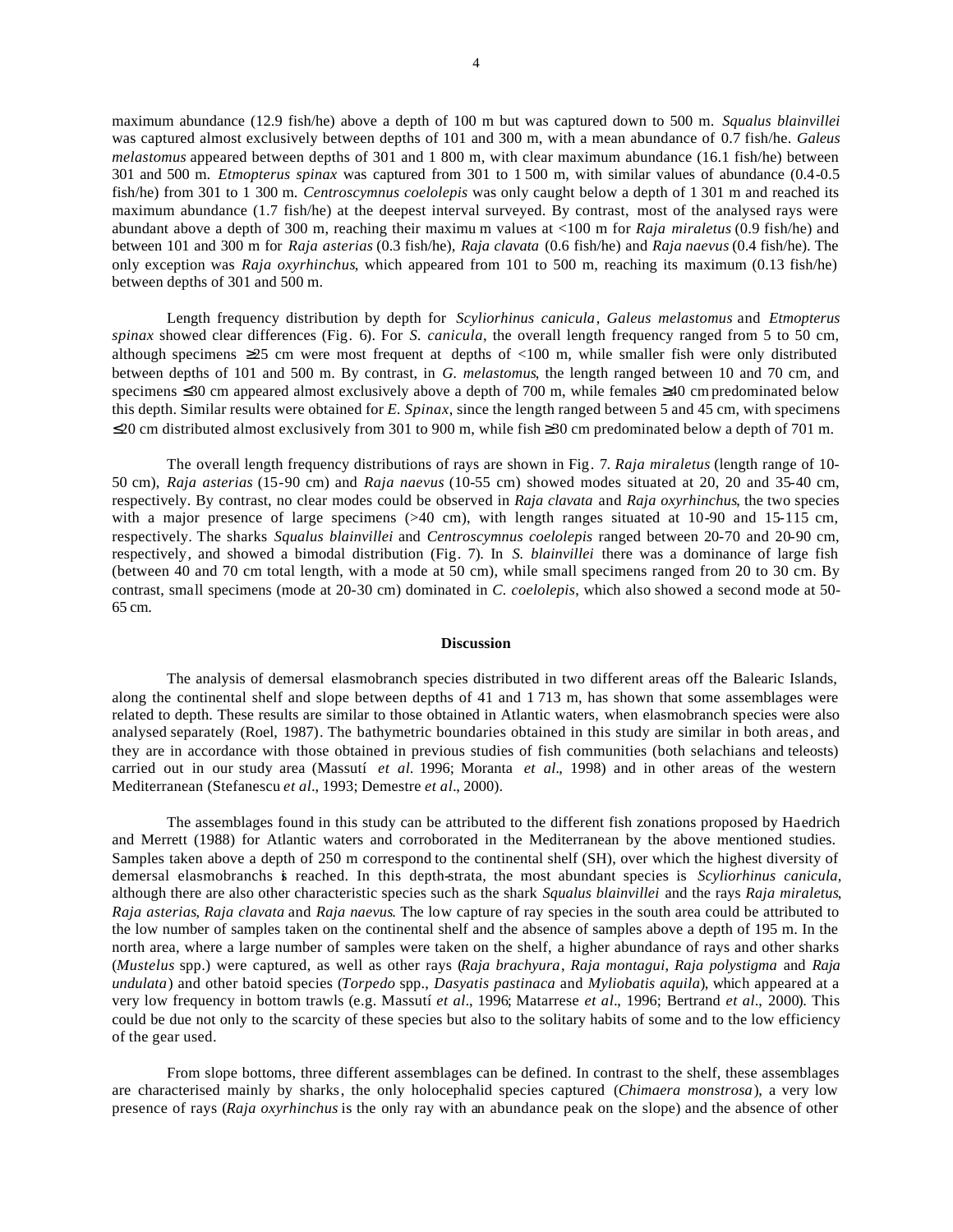maximum abundance (12.9 fish/he) above a depth of 100 m but was captured down to 500 m. *Squalus blainvillei* was captured almost exclusively between depths of 101 and 300 m, with a mean abundance of 0.7 fish/he. *Galeus melastomus* appeared between depths of 301 and 1 800 m, with clear maximum abundance (16.1 fish/he) between 301 and 500 m. *Etmopterus spinax* was captured from 301 to 1 500 m, with similar values of abundance (0.4-0.5 fish/he) from 301 to 1 300 m. *Centroscymnus coelolepis* was only caught below a depth of 1 301 m and reached its maximum abundance (1.7 fish/he) at the deepest interval surveyed. By contrast, most of the analysed rays were abundant above a depth of 300 m, reaching their maximu m values at <100 m for *Raja miraletus* (0.9 fish/he) and between 101 and 300 m for *Raja asterias* (0.3 fish/he), *Raja clavata* (0.6 fish/he) and *Raja naevus* (0.4 fish/he). The only exception was *Raja oxyrhinchus*, which appeared from 101 to 500 m, reaching its maximum (0.13 fish/he) between depths of 301 and 500 m.

Length frequency distribution by depth for *Scyliorhinus canicula*, *Galeus melastomus* and *Etmopterus spinax* showed clear differences (Fig. 6). For *S. canicula*, the overall length frequency ranged from 5 to 50 cm, although specimens ≥25 cm were most frequent at depths of <100 m, while smaller fish were only distributed between depths of 101 and 500 m. By contrast, in *G. melastomus*, the length ranged between 10 and 70 cm, and specimens ≤30 cm appeared almost exclusively above a depth of 700 m, while females ≥40 cm predominated below this depth. Similar results were obtained for *E. Spinax*, since the length ranged between 5 and 45 cm, with specimens ≤20 cm distributed almost exclusively from 301 to 900 m, while fish ≥30 cm predominated below a depth of 701 m.

The overall length frequency distributions of rays are shown in Fig. 7. *Raja miraletus* (length range of 10-50 cm), *Raja asterias* (15-90 cm) and *Raja naevus* (10-55 cm) showed modes situated at 20, 20 and 35-40 cm, respectively. By contrast, no clear modes could be observed in *Raja clavata* and *Raja oxyrhinchus*, the two species with a major presence of large specimens (>40 cm), with length ranges situated at 10-90 and 15-115 cm, respectively. The sharks *Squalus blainvillei* and *Centroscymnus coelolepis* ranged between 20-70 and 20-90 cm, respectively, and showed a bimodal distribution (Fig. 7). In *S. blainvillei* there was a dominance of large fish (between 40 and 70 cm total length, with a mode at 50 cm), while small specimens ranged from 20 to 30 cm. By contrast, small specimens (mode at 20-30 cm) dominated in *C. coelolepis*, which also showed a second mode at 50-65 cm.

## Discussion

The analysis of demersal elasmobranch species distributed in two different areas off the Balearic Islands, along the continental shelf and slope between depths of 41 and 1 713 m, has shown that some assemblages were related to depth. These results are similar to those obtained in Atlantic waters, when elasmobranch species were also analysed separately (Roel, 1987). The bathymetric boundaries obtained in this study are similar in both areas, and they are in accordance with those obtained in previous studies of fish communities (both selachians and teleosts) carried out in our study area (Massutí *et al.* 1996; Moranta *et al.*, 1998) and in other areas of the western Mediterranean (Stefanescu *et al.*, 1993; Demestre *et al.*, 2000).

The assemblages found in this study can be attributed to the different fish zonations proposed by Haedrich and Merrett (1988) for Atlantic waters and corroborated in the Mediterranean by the above mentioned studies. Samples taken above a depth of 250 m correspond to the continental shelf (SH), over which the highest diversity of demersal elasmobranchs is reached. In this depth-strata, the most abundant species is *Scyliorhinus canicula*, although there are also other characteristic species such as the shark *Squalus blainvillei* and the rays *Raja miraletus*, *Raja asterias*, *Raja clavata* and *Raja naevus*. The low capture of ray species in the south area could be attributed to the low number of samples taken on the continental shelf and the absence of samples above a depth of 195 m. In the north area, where a large number of samples were taken on the shelf, a higher abundance of rays and other sharks (*Mustelus* spp.) were captured, as well as other rays (*Raja brachyura*, *Raja montagui*, *Raja polystigma* and *Raja undulata*) and other batoid species (*Torpedo* spp., *Dasyatis pastinaca* and *Myliobatis aquila*), which appeared at a very low frequency in bottom trawls (e.g. Massutí *et al.*, 1996; Matarrese *et al.*, 1996; Bertrand *et al.*, 2000). This could be due not only to the scarcity of these species but also to the solitary habits of some and to the low efficiency of the gear used.

From slope bottoms, three different assemblages can be defined. In contrast to the shelf, these assemblages are characterised mainly by sharks, the only holocephalid species captured (*Chimaera monstrosa*), a very low presence of rays (*Raja oxyrhinchus* is the only ray with an abundance peak on the slope) and the absence of other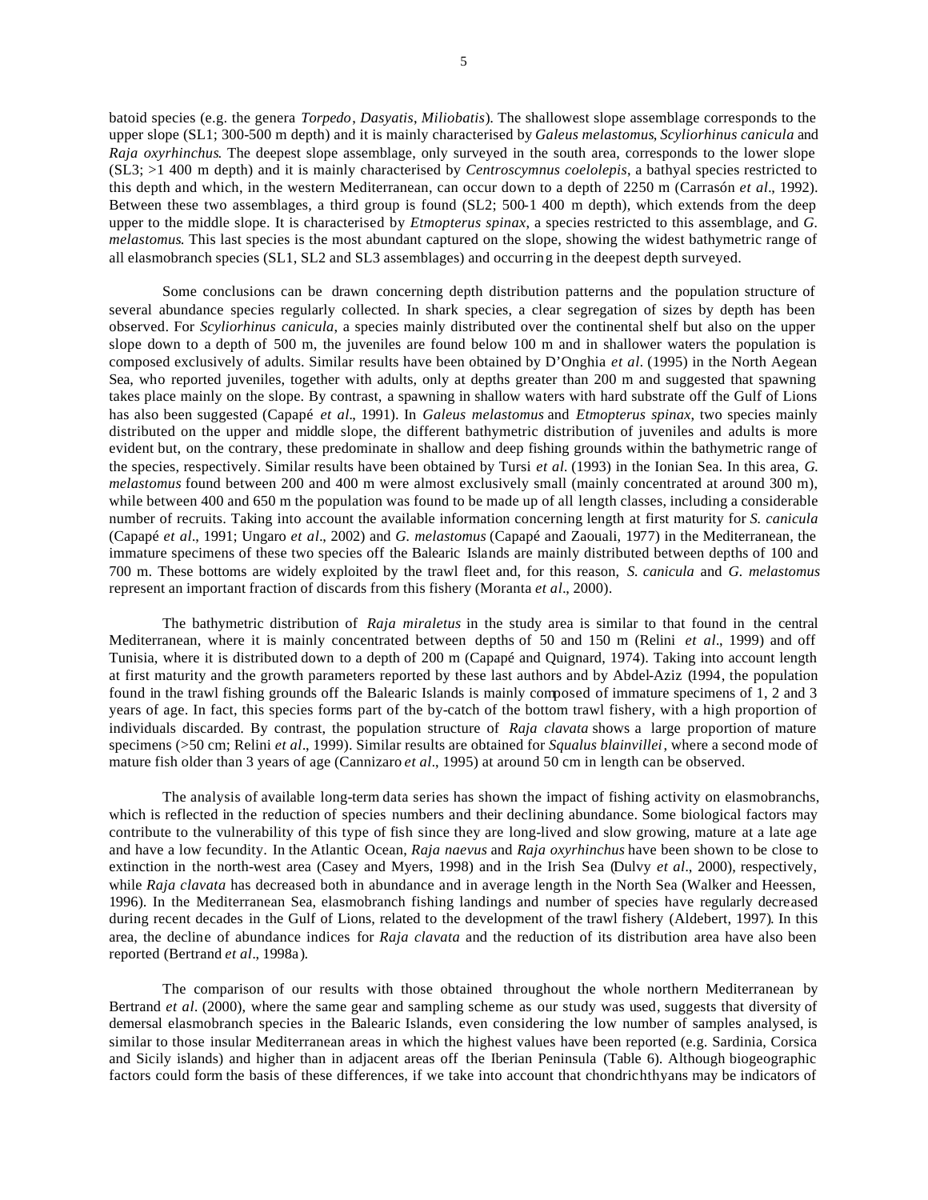batoid species (e.g. the genera *Torpedo*, *Dasyatis*, *Miliobatis*). The shallowest slope assemblage corresponds to the upper slope (SL1; 300-500 m depth) and it is mainly characterised by *Galeus melastomus*, *Scyliorhinus canicula* and *Raja oxyrhinchus*. The deepest slope assemblage, only surveyed in the south area, corresponds to the lower slope (SL3; >1 400 m depth) and it is mainly characterised by *Centroscymnus coelolepis*, a bathyal species restricted to this depth and which, in the western Mediterranean, can occur down to a depth of 2250 m (Carrasón *et al*., 1992). Between these two assemblages, a third group is found (SL2; 500-1 400 m depth), which extends from the deep upper to the middle slope. It is characterised by *Etmopterus spinax*, a species restricted to this assemblage, and *G. melastomus*. This last species is the most abundant captured on the slope, showing the widest bathymetric range of all elasmobranch species (SL1, SL2 and SL3 assemblages) and occurring in the deepest depth surveyed.

Some conclusions can be drawn concerning depth distribution patterns and the population structure of several abundance species regularly collected. In shark species, a clear segregation of sizes by depth has been observed. For *Scyliorhinus canicula*, a species mainly distributed over the continental shelf but also on the upper slope down to a depth of 500 m, the juveniles are found below 100 m and in shallower waters the population is composed exclusively of adults. Similar results have been obtained by D'Onghia *et al*. (1995) in the North Aegean Sea, who reported juveniles, together with adults, only at depths greater than 200 m and suggested that spawning takes place mainly on the slope. By contrast, a spawning in shallow waters with hard substrate off the Gulf of Lions has also been suggested (Capapé *et al*., 1991). In *Galeus melastomus* and *Etmopterus spinax*, two species mainly distributed on the upper and middle slope, the different bathymetric distribution of juveniles and adults is more evident but, on the contrary, these predominate in shallow and deep fishing grounds within the bathymetric range of the species, respectively. Similar results have been obtained by Tursi *et al*. (1993) in the Ionian Sea. In this area, *G. melastomus* found between 200 and 400 m were almost exclusively small (mainly concentrated at around 300 m), while between 400 and 650 m the population was found to be made up of all length classes, including a considerable number of recruits. Taking into account the available information concerning length at first maturity for *S. canicula* (Capapé *et al*., 1991; Ungaro *et al*., 2002) and *G. melastomus* (Capapé and Zaouali, 1977) in the Mediterranean, the immature specimens of these two species off the Balearic Islands are mainly distributed between depths of 100 and 700 m. These bottoms are widely exploited by the trawl fleet and, for this reason, *S. canicula* and *G. melastomus* represent an important fraction of discards from this fishery (Moranta *et al*., 2000).

The bathymetric distribution of *Raja miraletus* in the study area is similar to that found in the central Mediterranean, where it is mainly concentrated between depths of 50 and 150 m (Relini *et al*., 1999) and off Tunisia, where it is distributed down to a depth of 200 m (Capapé and Quignard, 1974). Taking into account length at first maturity and the growth parameters reported by these last authors and by Abdel-Aziz (1994, the population found in the trawl fishing grounds off the Balearic Islands is mainly composed of immature specimens of 1, 2 and 3 years of age. In fact, this species forms part of the by-catch of the bottom trawl fishery, with a high proportion of individuals discarded. By contrast, the population structure of *Raja clavata* shows a large proportion of mature specimens (>50 cm; Relini *et al*., 1999). Similar results are obtained for *Squalus blainvillei*, where a second mode of mature fish older than 3 years of age (Cannizaro *et al*., 1995) at around 50 cm in length can be observed.

The analysis of available long-term data series has shown the impact of fishing activity on elasmobranchs, which is reflected in the reduction of species numbers and their declining abundance. Some biological factors may contribute to the vulnerability of this type of fish since they are long-lived and slow growing, mature at a late age and have a low fecundity. In the Atlantic Ocean, *Raja naevus* and *Raja oxyrhinchus* have been shown to be close to extinction in the north-west area (Casey and Myers, 1998) and in the Irish Sea (Dulvy *et al*., 2000), respectively, while *Raja clavata* has decreased both in abundance and in average length in the North Sea (Walker and Heessen, 1996). In the Mediterranean Sea, elasmobranch fishing landings and number of species have regularly decreased during recent decades in the Gulf of Lions, related to the development of the trawl fishery (Aldebert, 1997). In this area, the decline of abundance indices for *Raja clavata* and the reduction of its distribution area have also been reported (Bertrand *et al*., 1998a).

The comparison of our results with those obtained throughout the whole northern Mediterranean by Bertrand *et al*. (2000), where the same gear and sampling scheme as our study was used, suggests that diversity of demersal elasmobranch species in the Balearic Islands, even considering the low number of samples analysed, is similar to those insular Mediterranean areas in which the highest values have been reported (e.g. Sardinia, Corsica and Sicily islands) and higher than in adjacent areas off the Iberian Peninsula (Table 6). Although biogeographic factors could form the basis of these differences, if we take into account that chondrichthyans may be indicators of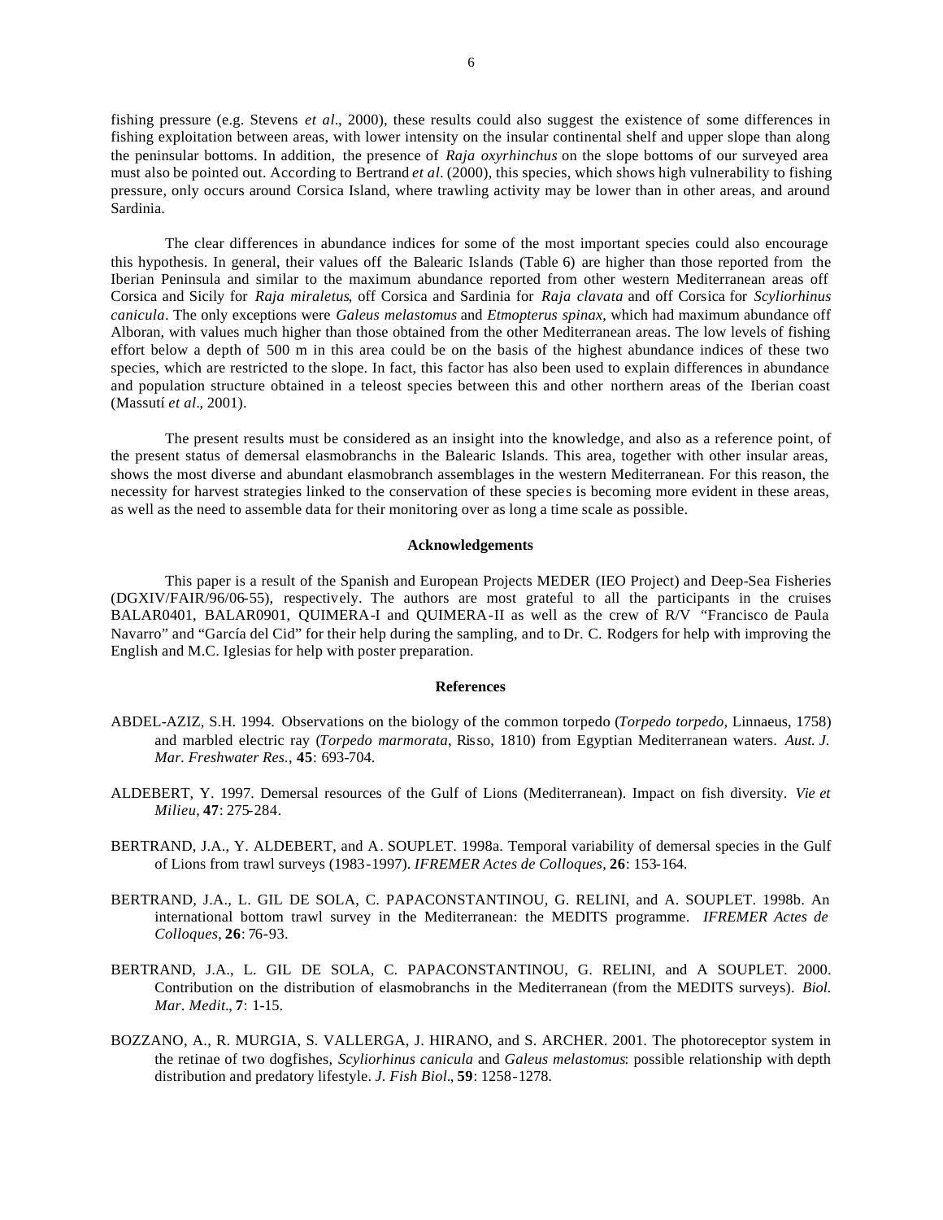fishing pressure (e.g. Stevens *et al*., 2000), these results could also suggest the existence of some differences in fishing exploitation between areas, with lower intensity on the insular continental shelf and upper slope than along the peninsular bottoms. In addition, the presence of *Raja oxyrhinchus* on the slope bottoms of our surveyed area must also be pointed out. According to Bertrand *et al*. (2000), this species, which shows high vulnerability to fishing pressure, only occurs around Corsica Island, where trawling activity may be lower than in other areas, and around Sardinia.

The clear differences in abundance indices for some of the most important species could also encourage this hypothesis. In general, their values off the Balearic Islands (Table 6) are higher than those reported from the Iberian Peninsula and similar to the maximum abundance reported from other western Mediterranean areas off Corsica and Sicily for *Raja miraletus*, off Corsica and Sardinia for *Raja clavata* and off Corsica for *Scyliorhinus canicula*. The only exceptions were *Galeus melastomus* and *Etmopterus spinax*, which had maximum abundance off Alboran, with values much higher than those obtained from the other Mediterranean areas. The low levels of fishing effort below a depth of 500 m in this area could be on the basis of the highest abundance indices of these two species, which are restricted to the slope. In fact, this factor has also been used to explain differences in abundance and population structure obtained in a teleost species between this and other northern areas of the Iberian coast (Massutí *et al*., 2001).

The present results must be considered as an insight into the knowledge, and also as a reference point, of the present status of demersal elasmobranchs in the Balearic Islands. This area, together with other insular areas, shows the most diverse and abundant elasmobranch assemblages in the western Mediterranean. For this reason, the necessity for harvest strategies linked to the conservation of these species is becoming more evident in these areas, as well as the need to assemble data for their monitoring over as long a time scale as possible.

## Acknowledgements

This paper is a result of the Spanish and European Projects MEDER (IEO Project) and Deep-Sea Fisheries (DGXIV/FAIR/96/06-55), respectively. The authors are most grateful to all the participants in the cruises BALAR0401, BALAR0901, QUIMERA-I and QUIMERA-II as well as the crew of R/V "Francisco de Paula Navarro" and "García del Cid" for their help during the sampling, and to Dr. C. Rodgers for help with improving the English and M.C. Iglesias for help with poster preparation.

## References

ABDEL-AZIZ, S.H. 1994. Observations on the biology of the common torpedo (*Torpedo torpedo*, Linnaeus, 1758) and marbled electric ray (*Torpedo marmorata*, Risso, 1810) from Egyptian Mediterranean waters. *Aust. J. Mar. Freshwater Res.*, **45**: 693-704.

ALDEBERT, Y. 1997. Demersal resources of the Gulf of Lions (Mediterranean). Impact on fish diversity. *Vie et Milieu*, **47**: 275-284.

BERTRAND, J.A., Y. ALDEBERT, and A. SOUPLET. 1998a. Temporal variability of demersal species in the Gulf of Lions from trawl surveys (1983-1997). *IFREMER Actes de Colloques*, **26**: 153-164.

BERTRAND, J.A., L. GIL DE SOLA, C. PAPACONSTANTINOU, G. RELINI, and A. SOUPLET. 1998b. An international bottom trawl survey in the Mediterranean: the MEDITS programme. *IFREMER Actes de Colloques*, **26**: 76-93.

BERTRAND, J.A., L. GIL DE SOLA, C. PAPACONSTANTINOU, G. RELINI, and A SOUPLET. 2000. Contribution on the distribution of elasmobranchs in the Mediterranean (from the MEDITS surveys). *Biol. Mar. Medit*., **7**: 1-15.

BOZZANO, A., R. MURGIA, S. VALLERGA, J. HIRANO, and S. ARCHER. 2001. The photoreceptor system in the retinae of two dogfishes, *Scyliorhinus canicula* and *Galeus melastomus*: possible relationship with depth distribution and predatory lifestyle. *J. Fish Biol*., **59**: 1258-1278.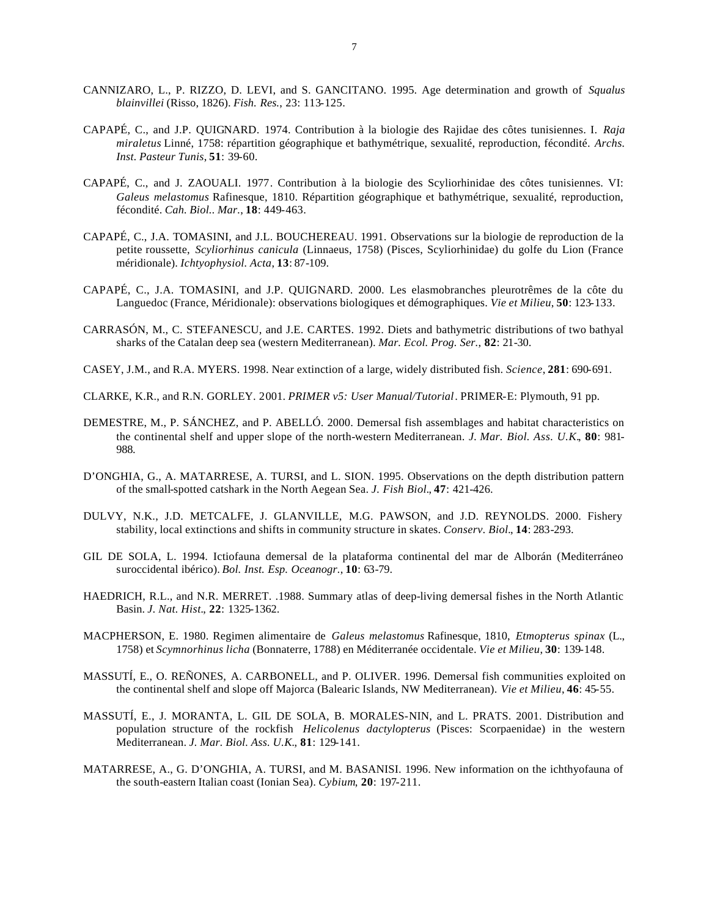CANNIZARO, L., P. RIZZO, D. LEVI, and S. GANCITANO. 1995. Age determination and growth of *Squalus blainvillei* (Risso, 1826). *Fish. Res.*, 23: 113-125.

CAPAPÉ, C., and J.P. QUIGNARD. 1974. Contribution à la biologie des Rajidae des côtes tunisiennes. I. *Raja miraletus* Linné, 1758: répartition géographique et bathymétrique, sexualité, reproduction, fécondité. *Archs. Inst. Pasteur Tunis*, **51**: 39-60.

CAPAPÉ, C., and J. ZAOUALI. 1977. Contribution à la biologie des Scyliorhinidae des côtes tunisiennes. VI: *Galeus melastomus* Rafinesque, 1810. Répartition géographique et bathymétrique, sexualité, reproduction, fécondité. *Cah. Biol.. Mar.*, **18**: 449-463.

CAPAPÉ, C., J.A. TOMASINI, and J.L. BOUCHEREAU. 1991. Observations sur la biologie de reproduction de la petite roussette, *Scyliorhinus canicula* (Linnaeus, 1758) (Pisces, Scyliorhinidae) du golfe du Lion (France méridionale). *Ichtyophysiol. Acta*, **13**: 87-109.

CAPAPÉ, C., J.A. TOMASINI, and J.P. QUIGNARD. 2000. Les elasmobranches pleurotrêmes de la côte du Languedoc (France, Méridionale): observations biologiques et démographiques. *Vie et Milieu*, **50**: 123-133.

CARRASÓN, M., C. STEFANESCU, and J.E. CARTES. 1992. Diets and bathymetric distributions of two bathyal sharks of the Catalan deep sea (western Mediterranean). *Mar. Ecol. Prog. Ser.*, **82**: 21-30.

CASEY, J.M., and R.A. MYERS. 1998. Near extinction of a large, widely distributed fish. *Science*, **281**: 690-691.

CLARKE, K.R., and R.N. GORLEY. 2001. *PRIMER v5: User Manual/Tutorial*. PRIMER-E: Plymouth, 91 pp.

DEMESTRE, M., P. SÁNCHEZ, and P. ABELLÓ. 2000. Demersal fish assemblages and habitat characteristics on the continental shelf and upper slope of the north-western Mediterranean. *J. Mar. Biol. Ass. U.K.*, **80**: 981-988.

D'ONGHIA, G., A. MATARRESE, A. TURSI, and L. SION. 1995. Observations on the depth distribution pattern of the small-spotted catshark in the North Aegean Sea. *J. Fish Biol.*, **47**: 421-426.

DULVY, N.K., J.D. METCALFE, J. GLANVILLE, M.G. PAWSON, and J.D. REYNOLDS. 2000. Fishery stability, local extinctions and shifts in community structure in skates. *Conserv. Biol.*, **14**: 283-293.

GIL DE SOLA, L. 1994. Ictiofauna demersal de la plataforma continental del mar de Alborán (Mediterráneo suroccidental ibérico). *Bol. Inst. Esp. Oceanogr.*, **10**: 63-79.

HAEDRICH, R.L., and N.R. MERRET. .1988. Summary atlas of deep-living demersal fishes in the North Atlantic Basin. *J. Nat. Hist.*, **22**: 1325-1362.

MACPHERSON, E. 1980. Regimen alimentaire de *Galeus melastomus* Rafinesque, 1810, *Etmopterus spinax* (L., 1758) et *Scymnorhinus licha* (Bonnaterre, 1788) en Méditerranée occidentale. *Vie et Milieu*, **30**: 139-148.

MASSUTÍ, E., O. REÑONES, A. CARBONELL, and P. OLIVER. 1996. Demersal fish communities exploited on the continental shelf and slope off Majorca (Balearic Islands, NW Mediterranean). *Vie et Milieu*, **46**: 45-55.

MASSUTÍ, E., J. MORANTA, L. GIL DE SOLA, B. MORALES-NIN, and L. PRATS. 2001. Distribution and population structure of the rockfish *Helicolenus dactylopterus* (Pisces: Scorpaenidae) in the western Mediterranean. *J. Mar. Biol. Ass. U.K.*, **81**: 129-141.

MATARRESE, A., G. D'ONGHIA, A. TURSI, and M. BASANISI. 1996. New information on the ichthyofauna of the south-eastern Italian coast (Ionian Sea). *Cybium*, **20**: 197-211.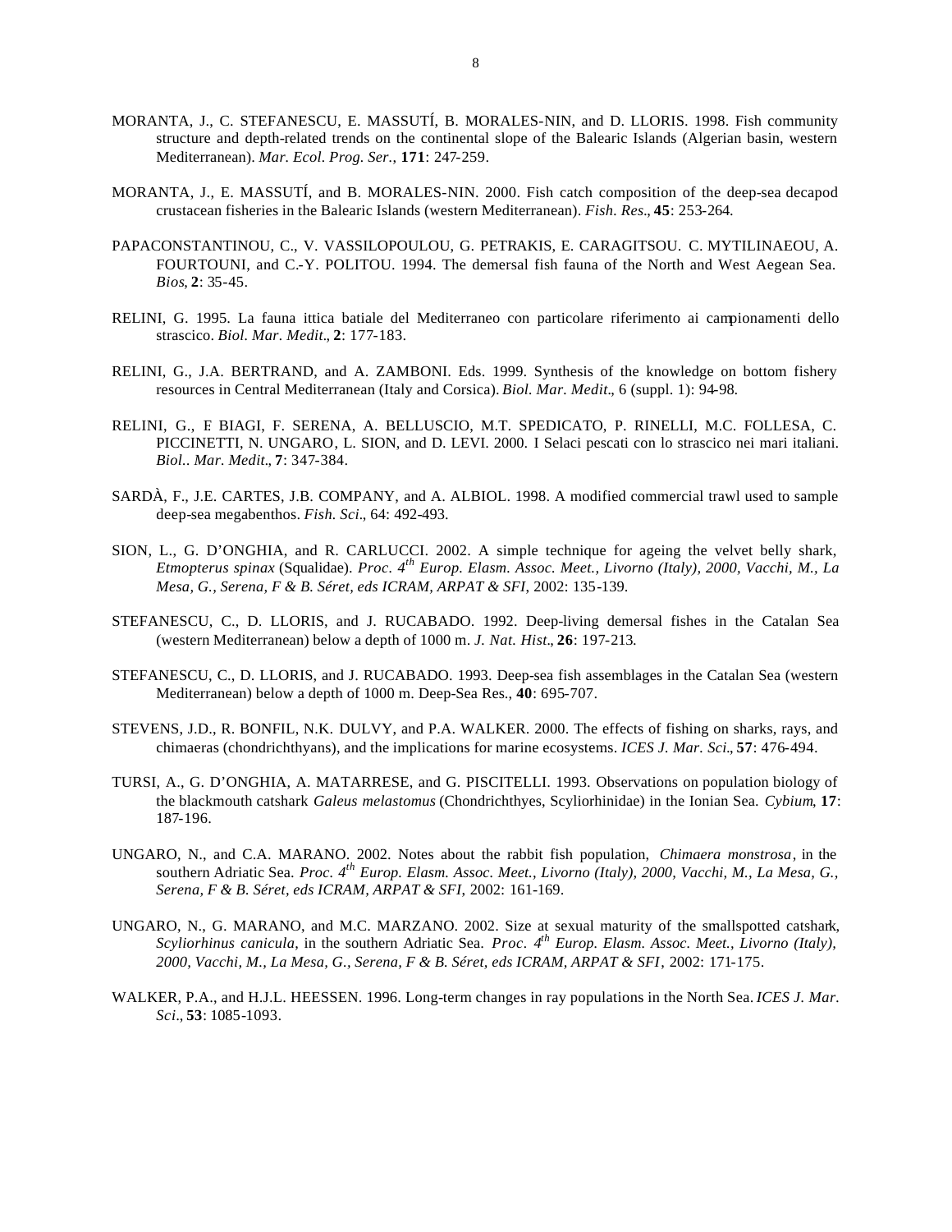MORANTA, J., C. STEFANESCU, E. MASSUTÍ, B. MORALES-NIN, and D. LLORIS. 1998. Fish community structure and depth-related trends on the continental slope of the Balearic Islands (Algerian basin, western Mediterranean). *Mar. Ecol. Prog. Ser.*, **171**: 247-259.

MORANTA, J., E. MASSUTÍ, and B. MORALES-NIN. 2000. Fish catch composition of the deep-sea decapod crustacean fisheries in the Balearic Islands (western Mediterranean). *Fish. Res.*, **45**: 253-264.

PAPACONSTANTINOU, C., V. VASSILOPOULOU, G. PETRAKIS, E. CARAGITSOU. C. MYTILINAEOU, A. FOURTOUNI, and C.-Y. POLITOU. 1994. The demersal fish fauna of the North and West Aegean Sea. *Bios*, **2**: 35-45.

RELINI, G. 1995. La fauna ittica batiale del Mediterraneo con particolare riferimento ai campionamenti dello strascico. *Biol. Mar. Medit.*, **2**: 177-183.

RELINI, G., J.A. BERTRAND, and A. ZAMBONI. Eds. 1999. Synthesis of the knowledge on bottom fishery resources in Central Mediterranean (Italy and Corsica). *Biol. Mar. Medit.*, 6 (suppl. 1): 94-98.

RELINI, G., F. BIAGI, F. SERENA, A. BELLUSCIO, M.T. SPEDICATO, P. RINELLI, M.C. FOLLESA, C. PICCINETTI, N. UNGARO, L. SION, and D. LEVI. 2000. I Selaci pescati con lo strascico nei mari italiani. *Biol.. Mar. Medit.*, **7**: 347-384.

SARDÀ, F., J.E. CARTES, J.B. COMPANY, and A. ALBIOL. 1998. A modified commercial trawl used to sample deep-sea megabenthos. *Fish. Sci.*, 64: 492-493.

SION, L., G. D'ONGHIA, and R. CARLUCCI. 2002. A simple technique for ageing the velvet belly shark, *Etmopterus spinax* (Squalidae). *Proc. 4th Europ. Elasm. Assoc. Meet., Livorno (Italy), 2000, Vacchi, M., La Mesa, G., Serena, F & B. Séret, eds ICRAM, ARPAT & SFI*, 2002: 135-139.

STEFANESCU, C., D. LLORIS, and J. RUCABADO. 1992. Deep-living demersal fishes in the Catalan Sea (western Mediterranean) below a depth of 1000 m. *J. Nat. Hist.*, **26**: 197-213.

STEFANESCU, C., D. LLORIS, and J. RUCABADO. 1993. Deep-sea fish assemblages in the Catalan Sea (western Mediterranean) below a depth of 1000 m. Deep-Sea Res., **40**: 695-707.

STEVENS, J.D., R. BONFIL, N.K. DULVY, and P.A. WALKER. 2000. The effects of fishing on sharks, rays, and chimaeras (chondrichthyans), and the implications for marine ecosystems. *ICES J. Mar. Sci.*, **57**: 476-494.

TURSI, A., G. D'ONGHIA, A. MATARRESE, and G. PISCITELLI. 1993. Observations on population biology of the blackmouth catshark *Galeus melastomus* (Chondrichthyes, Scyliorhinidae) in the Ionian Sea. *Cybium*, **17**: 187-196.

UNGARO, N., and C.A. MARANO. 2002. Notes about the rabbit fish population, *Chimaera monstrosa*, in the southern Adriatic Sea. *Proc. 4th Europ. Elasm. Assoc. Meet., Livorno (Italy), 2000, Vacchi, M., La Mesa, G., Serena, F & B. Séret, eds ICRAM, ARPAT & SFI*, 2002: 161-169.

UNGARO, N., G. MARANO, and M.C. MARZANO. 2002. Size at sexual maturity of the smallspotted catshark, *Scyliorhinus canicula*, in the southern Adriatic Sea. *Proc. 4th Europ. Elasm. Assoc. Meet., Livorno (Italy), 2000, Vacchi, M., La Mesa, G., Serena, F & B. Séret, eds ICRAM, ARPAT & SFI*, 2002: 171-175.

WALKER, P.A., and H.J.L. HEESSEN. 1996. Long-term changes in ray populations in the North Sea. *ICES J. Mar. Sci.*, **53**: 1085-1093.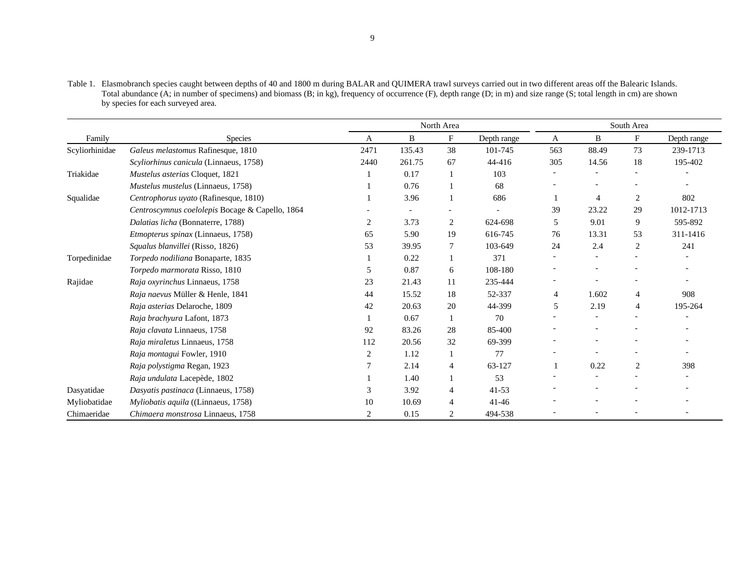Table 1. Elasmobranch species caught between depths of 40 and 1800 m during BALAR and QUIMERA trawl surveys carried out in two different areas off the Balearic Islands. Total abundance (A; in number of specimens) and biomass (B; in kg), frequency of occurrence (F), depth range (D; in m) and size range (S; total length in cm) are shown by species for each surveyed area.

| | | North Area | | | | South Area | | | |
|---|---|---|---|---|---|---|---|---|---|
| Family | Species | A | B | F | Depth range | A | B | F | Depth range |
| Scyliorhinidae | *Galeus melastomus* Rafinesque, 1810 | 2471 | 135.43 | 38 | 101-745 | 563 | 88.49 | 73 | 239-1713 |
| | *Scyliorhinus canicula* (Linnaeus, 1758) | 2440 | 261.75 | 67 | 44-416 | 305 | 14.56 | 18 | 195-402 |
| Triakidae | *Mustelus asterias* Cloquet, 1821 | 1 | 0.17 | 1 | 103 | - | - | - | - |
| | *Mustelus mustelus* (Linnaeus, 1758) | 1 | 0.76 | 1 | 68 | - | - | - | - |
| Squalidae | *Centrophorus uyato* (Rafinesque, 1810) | 1 | 3.96 | 1 | 686 | 1 | 4 | 2 | 802 |
| | *Centroscymnus coelolepis* Bocage & Capello, 1864 | - | - | - | - | 39 | 23.22 | 29 | 1012-1713 |
| | *Dalatias licha* (Bonnaterre, 1788) | 2 | 3.73 | 2 | 624-698 | 5 | 9.01 | 9 | 595-892 |
| | *Etmopterus spinax* (Linnaeus, 1758) | 65 | 5.90 | 19 | 616-745 | 76 | 13.31 | 53 | 311-1416 |
| | *Squalus blanvillei* (Risso, 1826) | 53 | 39.95 | 7 | 103-649 | 24 | 2.4 | 2 | 241 |
| Torpedinidae | *Torpedo nodiliana* Bonaparte, 1835 | 1 | 0.22 | 1 | 371 | - | - | - | - |
| | *Torpedo marmorata* Risso, 1810 | 5 | 0.87 | 6 | 108-180 | - | - | - | - |
| Rajidae | *Raja oxyrinchus* Linnaeus, 1758 | 23 | 21.43 | 11 | 235-444 | - | - | - | - |
| | *Raja naevus* Müller & Henle, 1841 | 44 | 15.52 | 18 | 52-337 | 4 | 1.602 | 4 | 908 |
| | *Raja asterias* Delaroche, 1809 | 42 | 20.63 | 20 | 44-399 | 5 | 2.19 | 4 | 195-264 |
| | *Raja brachyura* Lafont, 1873 | 1 | 0.67 | 1 | 70 | - | - | - | - |
| | *Raja clavata* Linnaeus, 1758 | 92 | 83.26 | 28 | 85-400 | - | - | - | - |
| | *Raja miraletus* Linnaeus, 1758 | 112 | 20.56 | 32 | 69-399 | - | - | - | - |
| | *Raja montagui* Fowler, 1910 | 2 | 1.12 | 1 | 77 | - | - | - | - |
| | *Raja polystigma* Regan, 1923 | 7 | 2.14 | 4 | 63-127 | 1 | 0.22 | 2 | 398 |
| | *Raja undulata* Lacepède, 1802 | 1 | 1.40 | 1 | 53 | - | - | - | - |
| Dasyatidae | *Dasyatis pastinaca* (Linnaeus, 1758) | 3 | 3.92 | 4 | 41-53 | - | - | - | - |
| Myliobatidae | *Myliobatis aquila* ((Linnaeus, 1758) | 10 | 10.69 | 4 | 41-46 | - | - | - | - |
| Chimaeridae | *Chimaera monstrosa* Linnaeus, 1758 | 2 | 0.15 | 2 | 494-538 | - | - | - | - |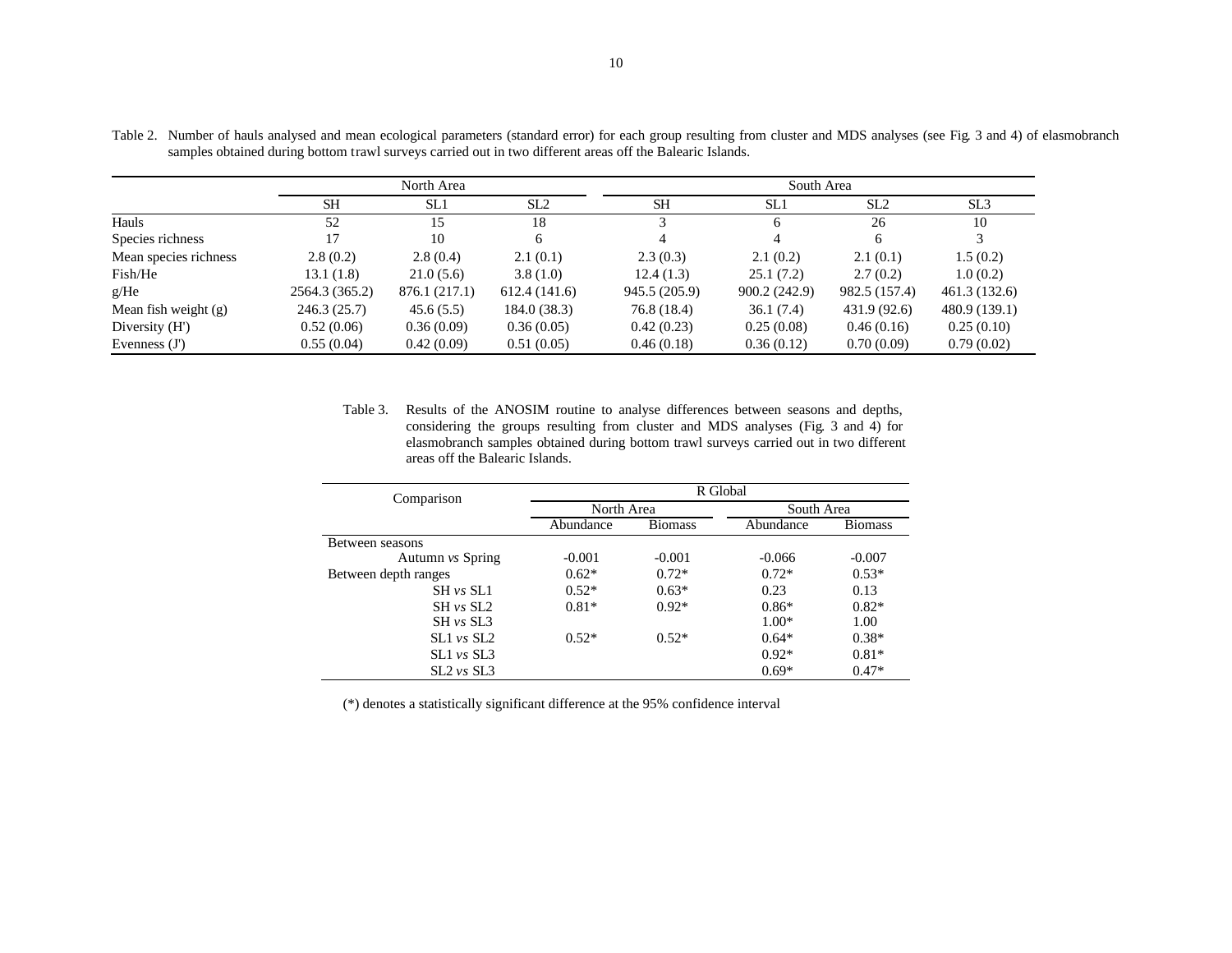Table 2. Number of hauls analysed and mean ecological parameters (standard error) for each group resulting from cluster and MDS analyses (see Fig. 3 and 4) of elasmobranch samples obtained during bottom trawl surveys carried out in two different areas off the Balearic Islands.

| | North Area | | | South Area | | | |
|---|---|---|---|---|---|---|---|
| | SH | SL1 | SL2 | SH | SL1 | SL2 | SL3 |
| Hauls | 52 | 15 | 18 | 3 | 6 | 26 | 10 |
| Species richness | 17 | 10 | 6 | 4 | 4 | 6 | 3 |
| Mean species richness | 2.8 (0.2) | 2.8 (0.4) | 2.1 (0.1) | 2.3 (0.3) | 2.1 (0.2) | 2.1 (0.1) | 1.5 (0.2) |
| Fish/He | 13.1 (1.8) | 21.0 (5.6) | 3.8 (1.0) | 12.4 (1.3) | 25.1 (7.2) | 2.7 (0.2) | 1.0 (0.2) |
| g/He | 2564.3 (365.2) | 876.1 (217.1) | 612.4 (141.6) | 945.5 (205.9) | 900.2 (242.9) | 982.5 (157.4) | 461.3 (132.6) |
| Mean fish weight (g) | 246.3 (25.7) | 45.6 (5.5) | 184.0 (38.3) | 76.8 (18.4) | 36.1 (7.4) | 431.9 (92.6) | 480.9 (139.1) |
| Diversity (H') | 0.52 (0.06) | 0.36 (0.09) | 0.36 (0.05) | 0.42 (0.23) | 0.25 (0.08) | 0.46 (0.16) | 0.25 (0.10) |
| Evenness (J') | 0.55 (0.04) | 0.42 (0.09) | 0.51 (0.05) | 0.46 (0.18) | 0.36 (0.12) | 0.70 (0.09) | 0.79 (0.02) |

Table 3. Results of the ANOSIM routine to analyse differences between seasons and depths, considering the groups resulting from cluster and MDS analyses (Fig. 3 and 4) for elasmobranch samples obtained during bottom trawl surveys carried out in two different areas off the Balearic Islands.

| Comparison | R Global | | | |
|---|---|---|---|---|
| | North Area | | South Area | |
| | Abundance | Biomass | Abundance | Biomass |
| Between seasons | | | | |
| Autumn *vs* Spring | -0.001 | -0.001 | -0.066 | -0.007 |
| Between depth ranges | 0.62* | 0.72* | 0.72* | 0.53* |
| SH *vs* SL1 | 0.52* | 0.63* | 0.23 | 0.13 |
| SH *vs* SL2 | 0.81* | 0.92* | 0.86* | 0.82* |
| SH *vs* SL3 | | | 1.00* | 1.00 |
| SL1 *vs* SL2 | 0.52* | 0.52* | 0.64* | 0.38* |
| SL1 *vs* SL3 | | | 0.92* | 0.81* |
| SL2 *vs* SL3 | | | 0.69* | 0.47* |

(*) denotes a statistically significant difference at the 95% confidence interval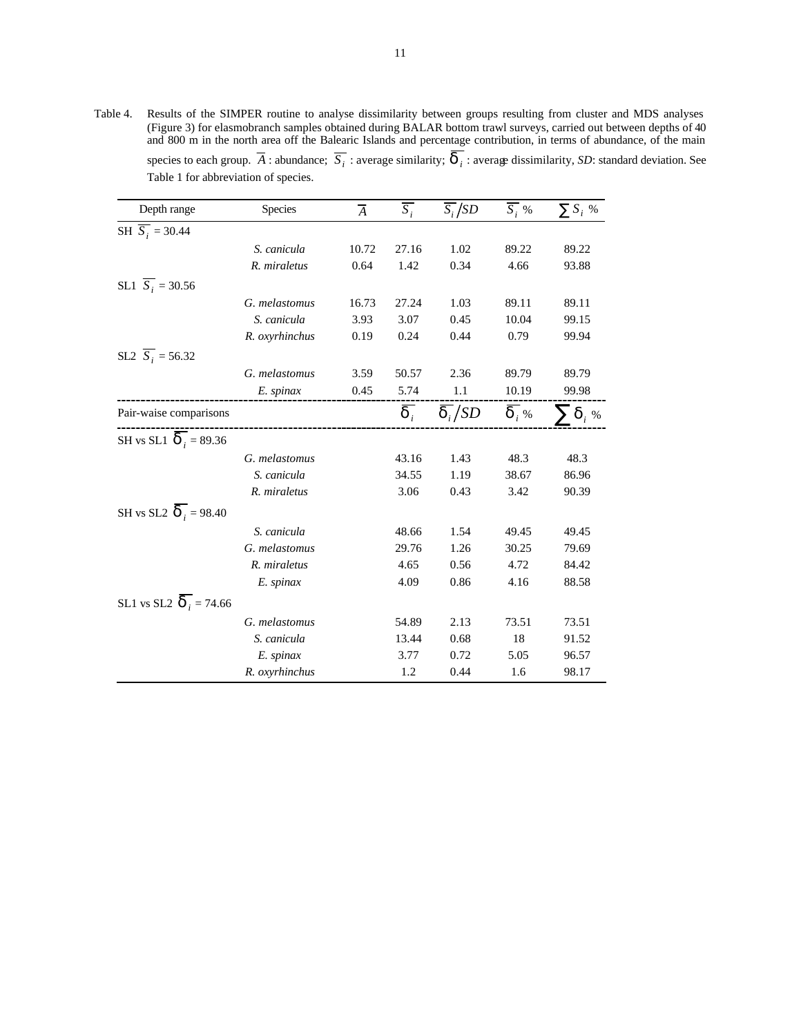Table 4. Results of the SIMPER routine to analyse dissimilarity between groups resulting from cluster and MDS analyses (Figure 3) for elasmobranch samples obtained during BALAR bottom trawl surveys, carried out between depths of 40 and 800 m in the north area off the Balearic Islands and percentage contribution, in terms of abundance, of the main species to each group. $\overline{A}$ : abundance; $\overline{S_i}$ : average similarity; $\overline{\delta_i}$ : average dissimilarity, *SD*: standard deviation. See Table 1 for abbreviation of species.

| Depth range | Species | $\overline{A}$ | $\overline{S_i}$ | $\overline{S_i}/SD$ | $\overline{S_i}$ % | $\sum S_i$ % |
|---|---|---|---|---|---|---|
| SH $\overline{S_i}$ = 30.44 | | | | | | |
| | *S. canicula* | 10.72 | 27.16 | 1.02 | 89.22 | 89.22 |
| | *R. miraletus* | 0.64 | 1.42 | 0.34 | 4.66 | 93.88 |
| SL1 $\overline{S_i}$ = 30.56 | | | | | | |
| | *G. melastomus* | 16.73 | 27.24 | 1.03 | 89.11 | 89.11 |
| | *S. canicula* | 3.93 | 3.07 | 0.45 | 10.04 | 99.15 |
| | *R. oxyrhinchus* | 0.19 | 0.24 | 0.44 | 0.79 | 99.94 |
| SL2 $\overline{S_i}$ = 56.32 | | | | | | |
| | *G. melastomus* | 3.59 | 50.57 | 2.36 | 89.79 | 89.79 |
| | *E. spinax* | 0.45 | 5.74 | 1.1 | 10.19 | 99.98 |
| Pair-waise comparisons | | | $\overline{\delta_i}$ | $\overline{\delta_i}/SD$ | $\overline{\delta_i}$ % | $\sum \delta_i$ % |
| SH vs SL1 $\overline{\delta_i}$ = 89.36 | | | | | | |
| | *G. melastomus* | | 43.16 | 1.43 | 48.3 | 48.3 |
| | *S. canicula* | | 34.55 | 1.19 | 38.67 | 86.96 |
| | *R. miraletus* | | 3.06 | 0.43 | 3.42 | 90.39 |
| SH vs SL2 $\overline{\delta_i}$ = 98.40 | | | | | | |
| | *S. canicula* | | 48.66 | 1.54 | 49.45 | 49.45 |
| | *G. melastomus* | | 29.76 | 1.26 | 30.25 | 79.69 |
| | *R. miraletus* | | 4.65 | 0.56 | 4.72 | 84.42 |
| | *E. spinax* | | 4.09 | 0.86 | 4.16 | 88.58 |
| SL1 vs SL2 $\overline{\delta_i}$ = 74.66 | | | | | | |
| | *G. melastomus* | | 54.89 | 2.13 | 73.51 | 73.51 |
| | *S. canicula* | | 13.44 | 0.68 | 18 | 91.52 |
| | *E. spinax* | | 3.77 | 0.72 | 5.05 | 96.57 |
| | *R. oxyrhinchus* | | 1.2 | 0.44 | 1.6 | 98.17 |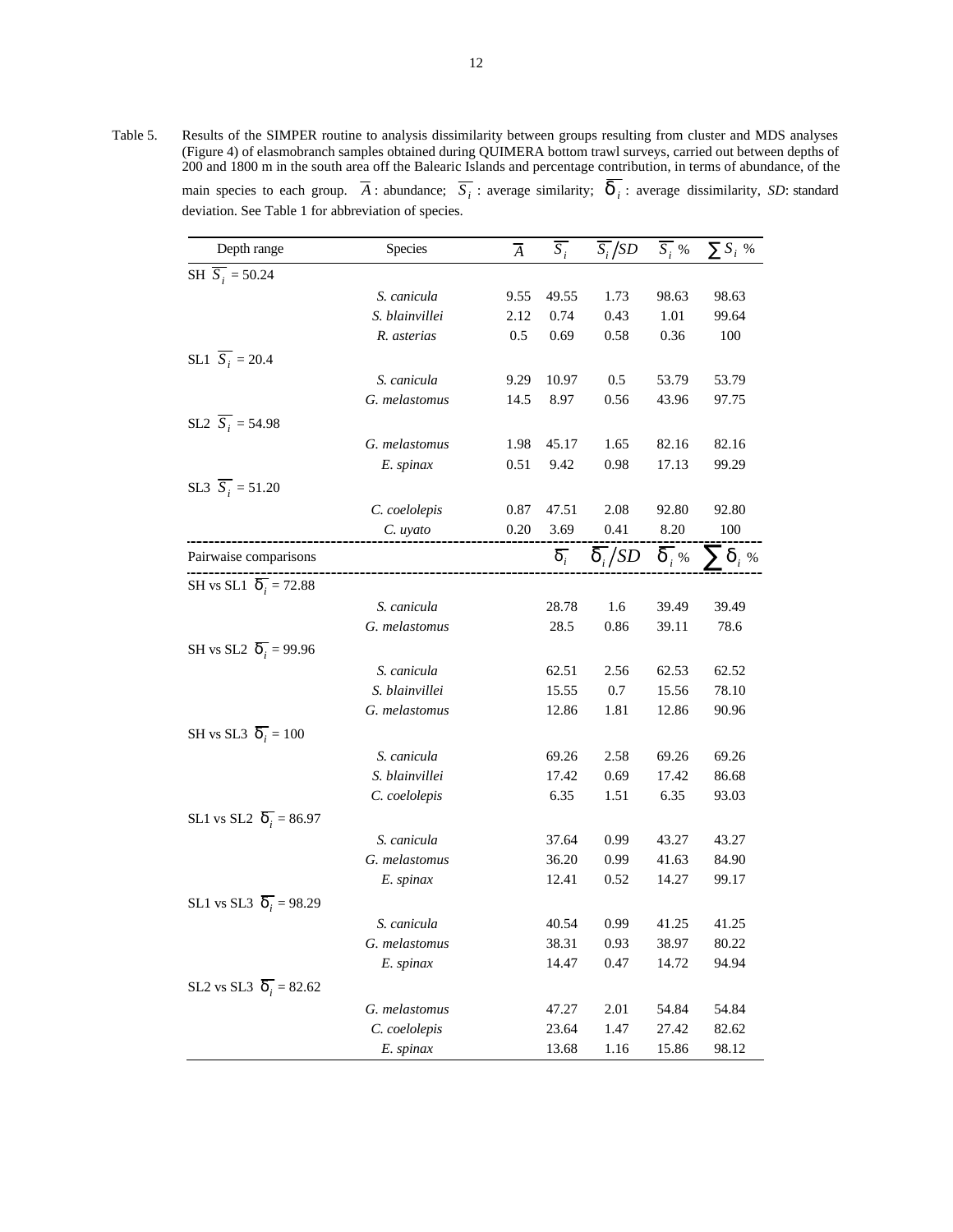Table 5. Results of the SIMPER routine to analysis dissimilarity between groups resulting from cluster and MDS analyses (Figure 4) of elasmobranch samples obtained during QUIMERA bottom trawl surveys, carried out between depths of 200 and 1800 m in the south area off the Balearic Islands and percentage contribution, in terms of abundance, of the main species to each group. $\overline{A}$: abundance; $\overline{S_i}$: average similarity; $\overline{\delta_i}$: average dissimilarity, *SD*: standard deviation. See Table 1 for abbreviation of species.

| Depth range | Species | $\overline{A}$ | $\overline{S_i}$ | $\overline{S_i}/SD$ | $\overline{S_i}$ % | $\sum S_i$ % |
|---|---|---|---|---|---|---|
| SH $\overline{S_i}$ = 50.24 | | | | | | |
| | *S. canicula* | 9.55 | 49.55 | 1.73 | 98.63 | 98.63 |
| | *S. blainvillei* | 2.12 | 0.74 | 0.43 | 1.01 | 99.64 |
| | *R. asterias* | 0.5 | 0.69 | 0.58 | 0.36 | 100 |
| SL1 $\overline{S_i}$ = 20.4 | | | | | | |
| | *S. canicula* | 9.29 | 10.97 | 0.5 | 53.79 | 53.79 |
| | *G. melastomus* | 14.5 | 8.97 | 0.56 | 43.96 | 97.75 |
| SL2 $\overline{S_i}$ = 54.98 | | | | | | |
| | *G. melastomus* | 1.98 | 45.17 | 1.65 | 82.16 | 82.16 |
| | *E. spinax* | 0.51 | 9.42 | 0.98 | 17.13 | 99.29 |
| SL3 $\overline{S_i}$ = 51.20 | | | | | | |
| | *C. coelolepis* | 0.87 | 47.51 | 2.08 | 92.80 | 92.80 |
| | *C. uyato* | 0.20 | 3.69 | 0.41 | 8.20 | 100 |
| Pairwise comparisons | | | $\overline{\delta_i}$ | $\overline{\delta_i}/SD$ | $\overline{\delta_i}$ % | $\sum \delta_i$ % |
| SH vs SL1 $\overline{\delta_i}$ = 72.88 | | | | | | |
| | *S. canicula* | | 28.78 | 1.6 | 39.49 | 39.49 |
| | *G. melastomus* | | 28.5 | 0.86 | 39.11 | 78.6 |
| SH vs SL2 $\overline{\delta_i}$ = 99.96 | | | | | | |
| | *S. canicula* | | 62.51 | 2.56 | 62.53 | 62.52 |
| | *S. blainvillei* | | 15.55 | 0.7 | 15.56 | 78.10 |
| | *G. melastomus* | | 12.86 | 1.81 | 12.86 | 90.96 |
| SH vs SL3 $\overline{\delta_i}$ = 100 | | | | | | |
| | *S. canicula* | | 69.26 | 2.58 | 69.26 | 69.26 |
| | *S. blainvillei* | | 17.42 | 0.69 | 17.42 | 86.68 |
| | *C. coelolepis* | | 6.35 | 1.51 | 6.35 | 93.03 |
| SL1 vs SL2 $\overline{\delta_i}$ = 86.97 | | | | | | |
| | *S. canicula* | | 37.64 | 0.99 | 43.27 | 43.27 |
| | *G. melastomus* | | 36.20 | 0.99 | 41.63 | 84.90 |
| | *E. spinax* | | 12.41 | 0.52 | 14.27 | 99.17 |
| SL1 vs SL3 $\overline{\delta_i}$ = 98.29 | | | | | | |
| | *S. canicula* | | 40.54 | 0.99 | 41.25 | 41.25 |
| | *G. melastomus* | | 38.31 | 0.93 | 38.97 | 80.22 |
| | *E. spinax* | | 14.47 | 0.47 | 14.72 | 94.94 |
| SL2 vs SL3 $\overline{\delta_i}$ = 82.62 | | | | | | |
| | *G. melastomus* | | 47.27 | 2.01 | 54.84 | 54.84 |
| | *C. coelolepis* | | 23.64 | 1.47 | 27.42 | 82.62 |
| | *E. spinax* | | 13.68 | 1.16 | 15.86 | 98.12 |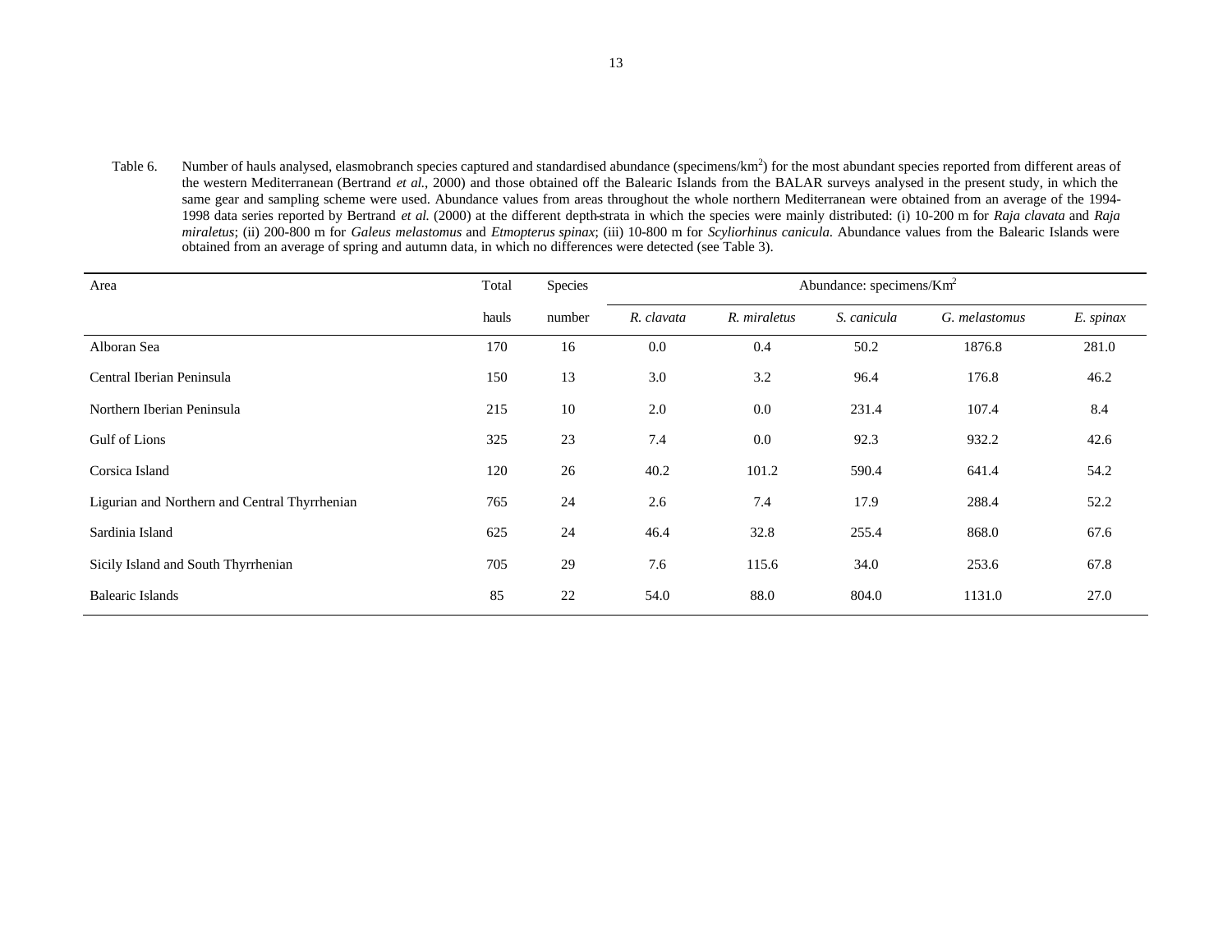Table 6. Number of hauls analysed, elasmobranch species captured and standardised abundance (specimens/km$^2$) for the most abundant species reported from different areas of the western Mediterranean (Bertrand *et al.*, 2000) and those obtained off the Balearic Islands from the BALAR surveys analysed in the present study, in which the same gear and sampling scheme were used. Abundance values from areas throughout the whole northern Mediterranean were obtained from an average of the 1994-1998 data series reported by Bertrand *et al.* (2000) at the different depth-strata in which the species were mainly distributed: (i) 10-200 m for *Raja clavata* and *Raja miraletus*; (ii) 200-800 m for *Galeus melastomus* and *Etmopterus spinax*; (iii) 10-800 m for *Scyliorhinus canicula*. Abundance values from the Balearic Islands were obtained from an average of spring and autumn data, in which no differences were detected (see Table 3).

| Area | Total hauls | Species number | Abundance: specimens/Km$^2$ | | | | |
|---|---|---|---|---|---|---|---|
| | | | *R. clavata* | *R. miraletus* | *S. canicula* | *G. melastomus* | *E. spinax* |
| Alboran Sea | 170 | 16 | 0.0 | 0.4 | 50.2 | 1876.8 | 281.0 |
| Central Iberian Peninsula | 150 | 13 | 3.0 | 3.2 | 96.4 | 176.8 | 46.2 |
| Northern Iberian Peninsula | 215 | 10 | 2.0 | 0.0 | 231.4 | 107.4 | 8.4 |
| Gulf of Lions | 325 | 23 | 7.4 | 0.0 | 92.3 | 932.2 | 42.6 |
| Corsica Island | 120 | 26 | 40.2 | 101.2 | 590.4 | 641.4 | 54.2 |
| Ligurian and Northern and Central Thyrrhenian | 765 | 24 | 2.6 | 7.4 | 17.9 | 288.4 | 52.2 |
| Sardinia Island | 625 | 24 | 46.4 | 32.8 | 255.4 | 868.0 | 67.6 |
| Sicily Island and South Thyrrhenian | 705 | 29 | 7.6 | 115.6 | 34.0 | 253.6 | 67.8 |
| Balearic Islands | 85 | 22 | 54.0 | 88.0 | 804.0 | 1131.0 | 27.0 |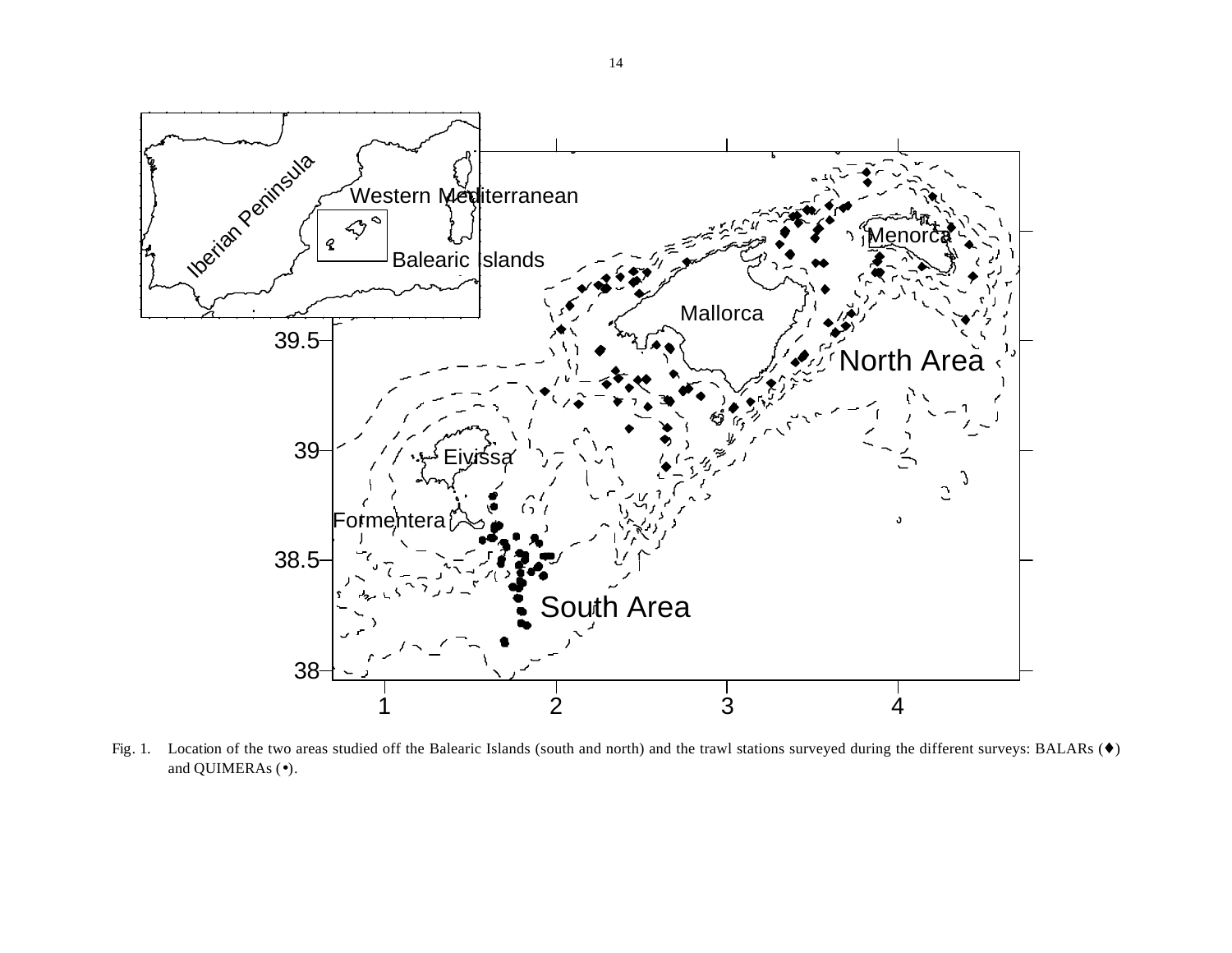Fig. 1. Location of the two areas studied off the Balearic Islands (south and north) and the trawl stations surveyed during the different surveys: BALARs (♦) and QUIMERAs (•).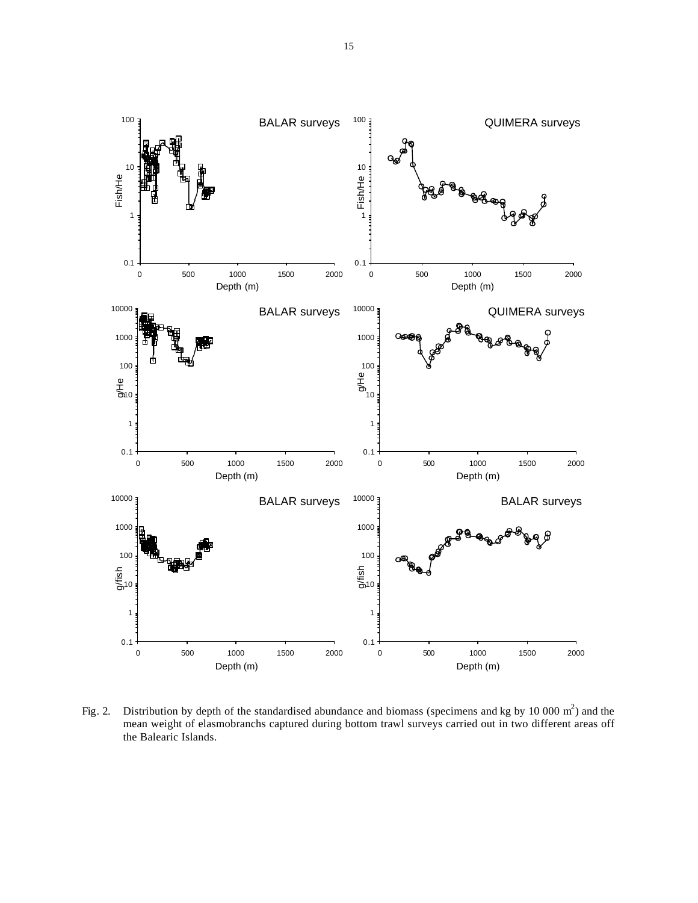Fig. 2. Distribution by depth of the standardised abundance and biomass (specimens and kg by 10 000 $m^2$) and the mean weight of elasmobranchs captured during bottom trawl surveys carried out in two different areas off the Balearic Islands.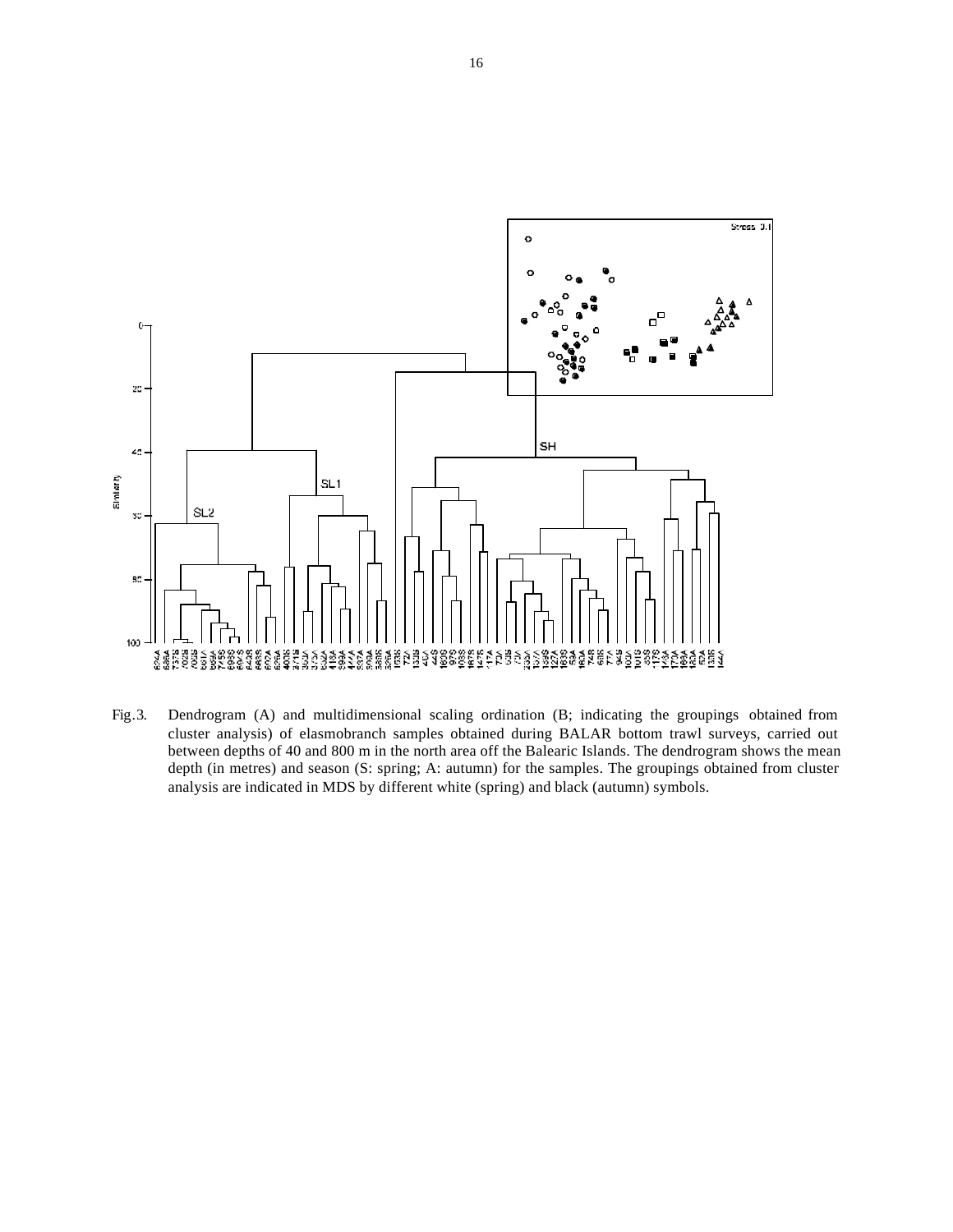Fig.3. Dendrogram (A) and multidimensional scaling ordination (B; indicating the groupings obtained from cluster analysis) of elasmobranch samples obtained during BALAR bottom trawl surveys, carried out between depths of 40 and 800 m in the north area off the Balearic Islands. The dendrogram shows the mean depth (in metres) and season (S: spring; A: autumn) for the samples. The groupings obtained from cluster analysis are indicated in MDS by different white (spring) and black (autumn) symbols.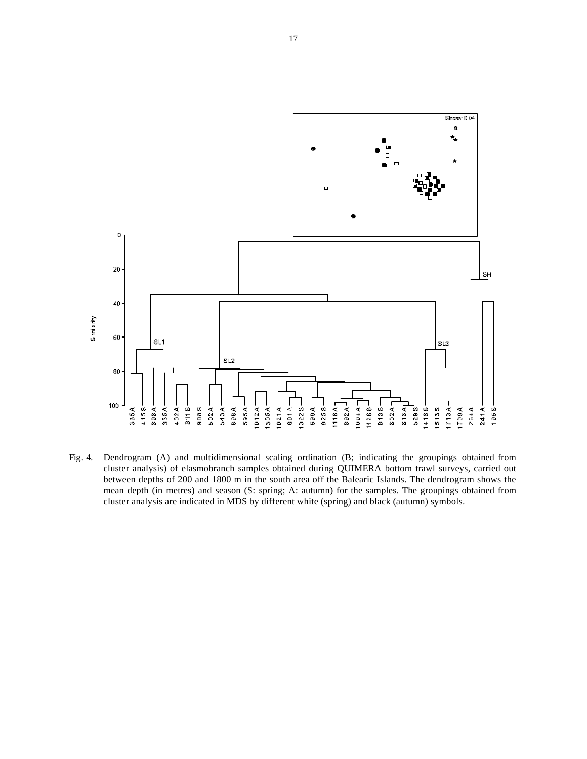Fig. 4. Dendrogram (A) and multidimensional scaling ordination (B; indicating the groupings obtained from cluster analysis) of elasmobranch samples obtained during QUIMERA bottom trawl surveys, carried out between depths of 200 and 1800 m in the south area off the Balearic Islands. The dendrogram shows the mean depth (in metres) and season (S: spring; A: autumn) for the samples. The groupings obtained from cluster analysis are indicated in MDS by different white (spring) and black (autumn) symbols.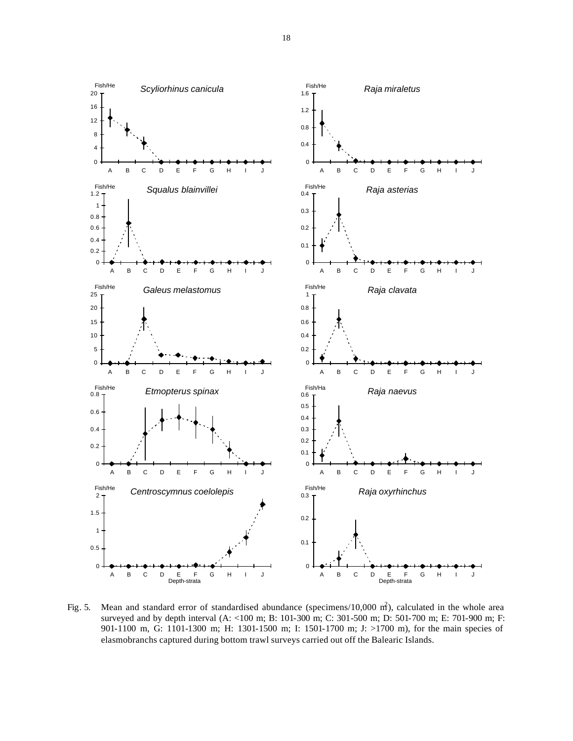Fig. 5. Mean and standard error of standardised abundance (specimens/10,000 m$^2$), calculated in the whole area surveyed and by depth interval (A: <100 m; B: 101-300 m; C: 301-500 m; D: 501-700 m; E: 701-900 m; F: 901-1100 m, G: 1101-1300 m; H: 1301-1500 m; I: 1501-1700 m; J: >1700 m), for the main species of elasmobranchs captured during bottom trawl surveys carried out off the Balearic Islands.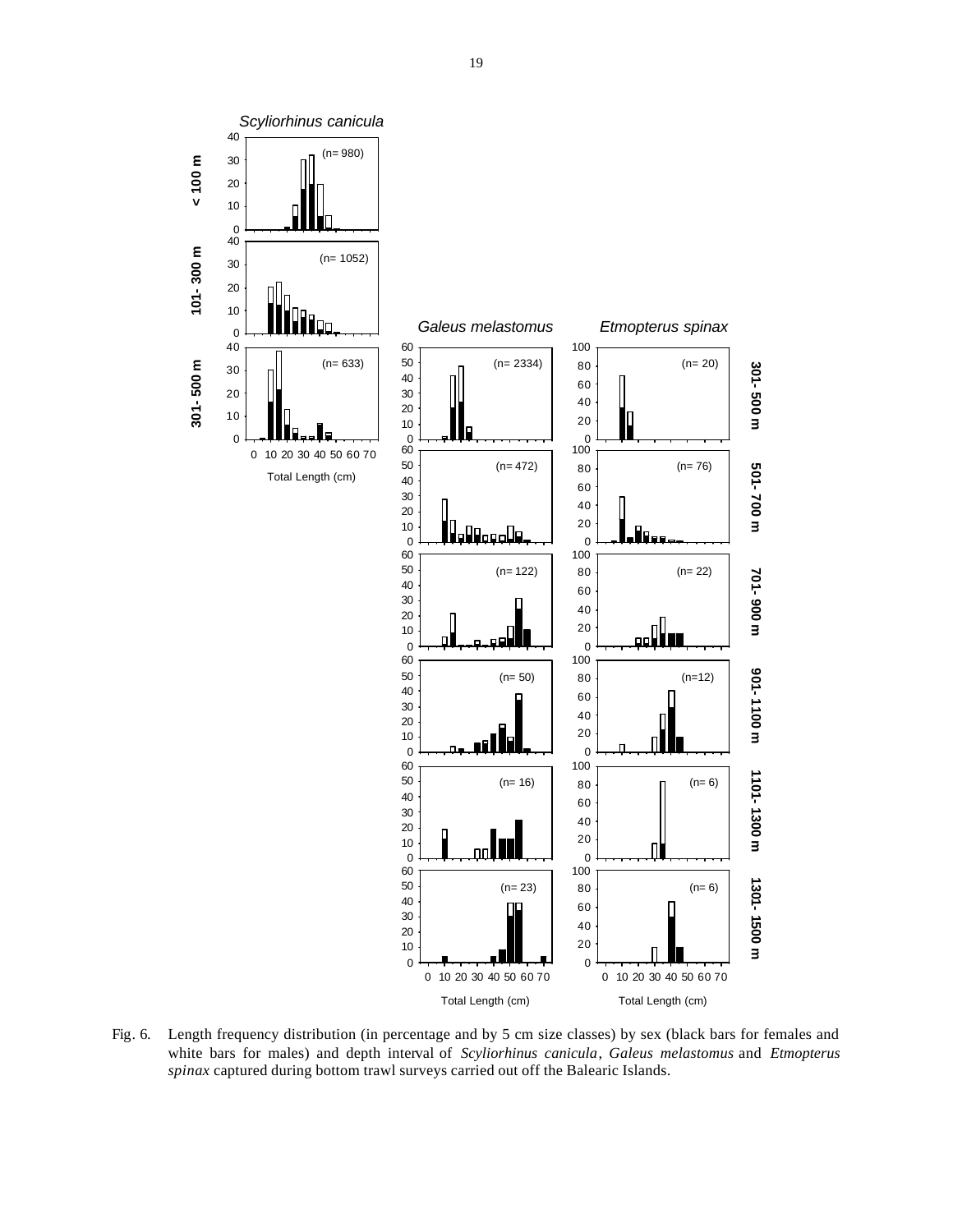Fig. 6. Length frequency distribution (in percentage and by 5 cm size classes) by sex (black bars for females and white bars for males) and depth interval of *Scyliorhinus canicula*, *Galeus melastomus* and *Etmopterus spinax* captured during bottom trawl surveys carried out off the Balearic Islands.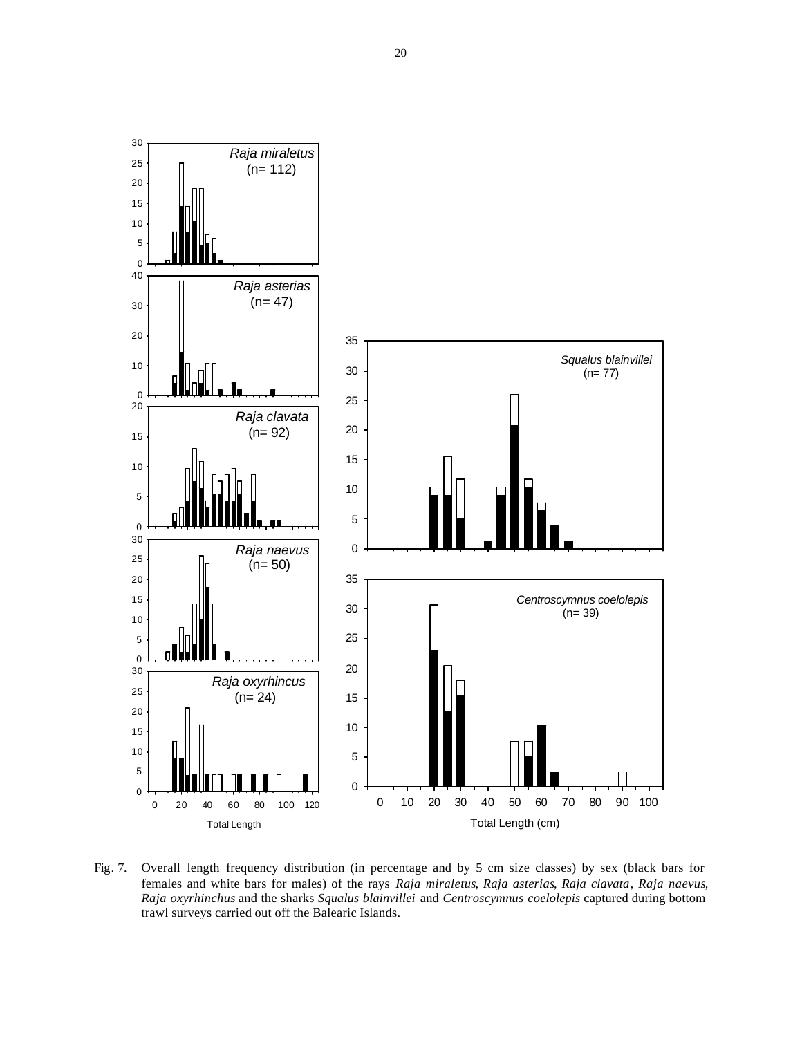Raja miraletus
(n= 112)

30
25
20
15
10
5
0

Raja asterias
(n= 47)

40
30
20
10
0

Raja clavata
(n= 92)

20
15
10
5
0

Raja naevus
(n= 50)

30
25
20
15
10
5
0

Raja oxyrhincus
(n= 24)

30
25
20
15
10
5
0

0 20 40 60 80 100 120

Total Length

Squalus blainvillei
(n= 77)

35
30
25
20
15
10
5
0

Centroscymnus coelolepis
(n= 39)

35
30
25
20
15
10
5
0

0 10 20 30 40 50 60 70 80 90 100

Total Length (cm)

Fig. 7. Overall length frequency distribution (in percentage and by 5 cm size classes) by sex (black bars for females and white bars for males) of the rays *Raja miraletus*, *Raja asterias*, *Raja clavata*, *Raja naevus*, *Raja oxyrhinchus* and the sharks *Squalus blainvillei* and *Centroscymnus coelolepis* captured during bottom trawl surveys carried out off the Balearic Islands.